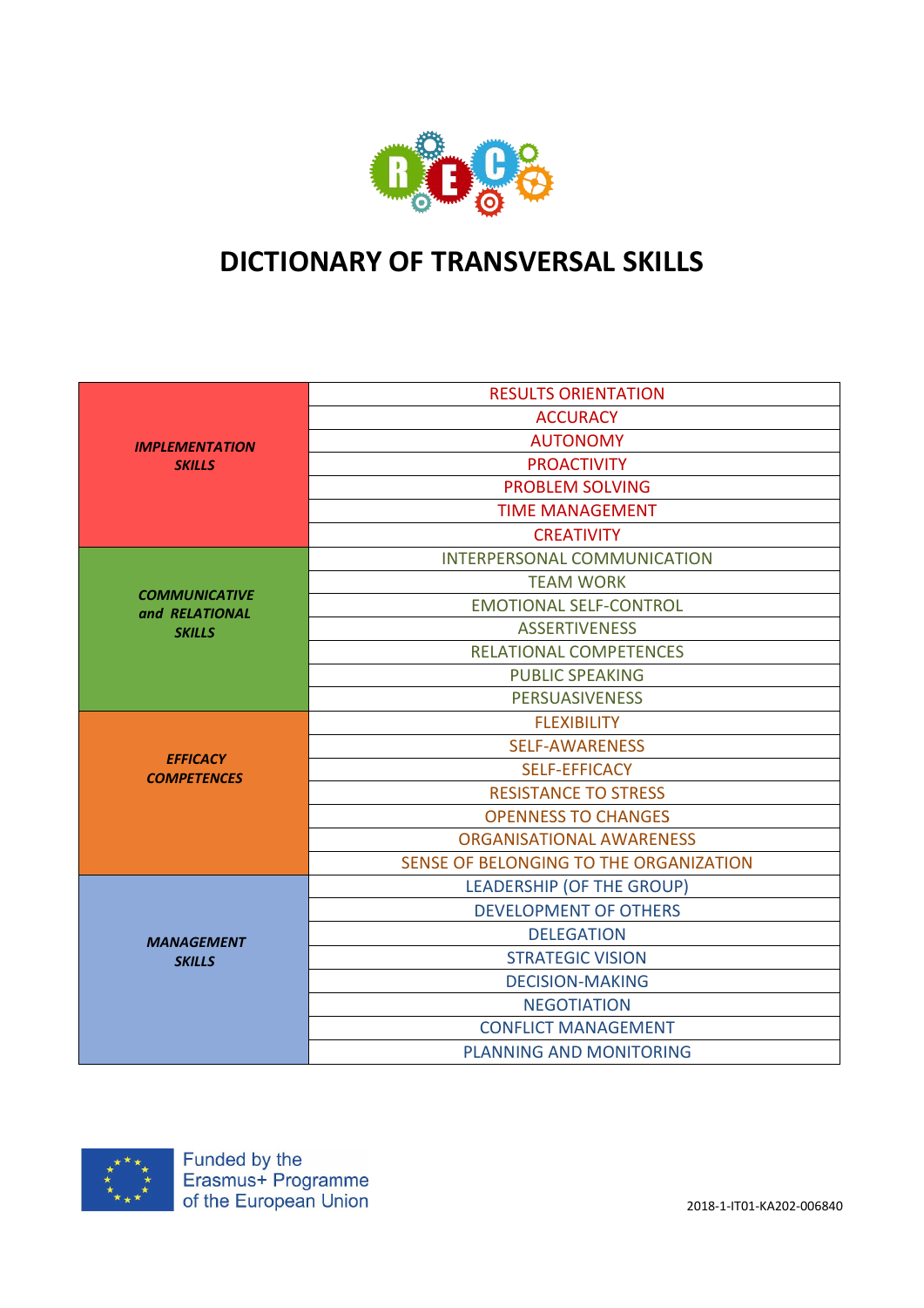# DICTIONARY OF TRANSVERSAL SKILLS

| | |
|---|---|
| ***IMPLEMENTATION SKILLS*** | RESULTS ORIENTATION |
| | ACCURACY |
| | AUTONOMY |
| | PROACTIVITY |
| | PROBLEM SOLVING |
| | TIME MANAGEMENT |
| | CREATIVITY |
| ***COMMUNICATIVE and RELATIONAL SKILLS*** | INTERPERSONAL COMMUNICATION |
| | TEAM WORK |
| | EMOTIONAL SELF-CONTROL |
| | ASSERTIVENESS |
| | RELATIONAL COMPETENCES |
| | PUBLIC SPEAKING |
| | PERSUASIVENESS |
| ***EFFICACY COMPETENCES*** | FLEXIBILITY |
| | SELF-AWARENESS |
| | SELF-EFFICACY |
| | RESISTANCE TO STRESS |
| | OPENNESS TO CHANGES |
| | ORGANISATIONAL AWARENESS |
| | SENSE OF BELONGING TO THE ORGANIZATION |
| ***MANAGEMENT SKILLS*** | LEADERSHIP (OF THE GROUP) |
| | DEVELOPMENT OF OTHERS |
| | DELEGATION |
| | STRATEGIC VISION |
| | DECISION-MAKING |
| | NEGOTIATION |
| | CONFLICT MANAGEMENT |
| | PLANNING AND MONITORING |

Funded by the Erasmus+ Programme of the European Union

2018-1-IT01-KA202-006840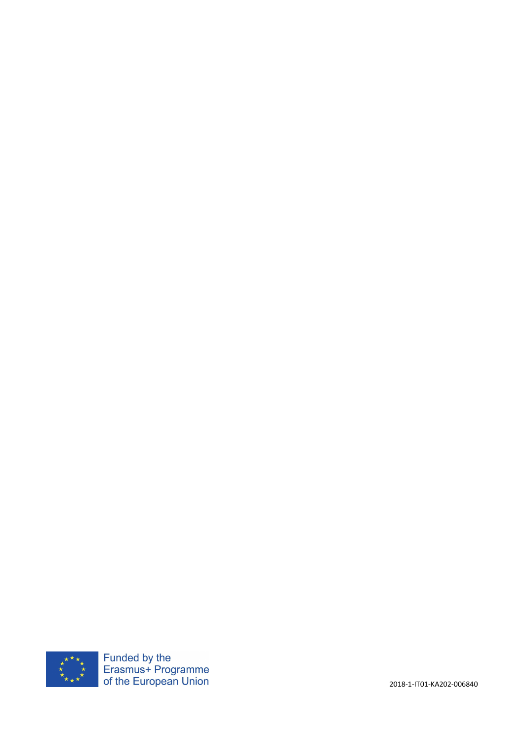Funded by the
Erasmus+ Programme
of the European Union

2018-1-IT01-KA202-006840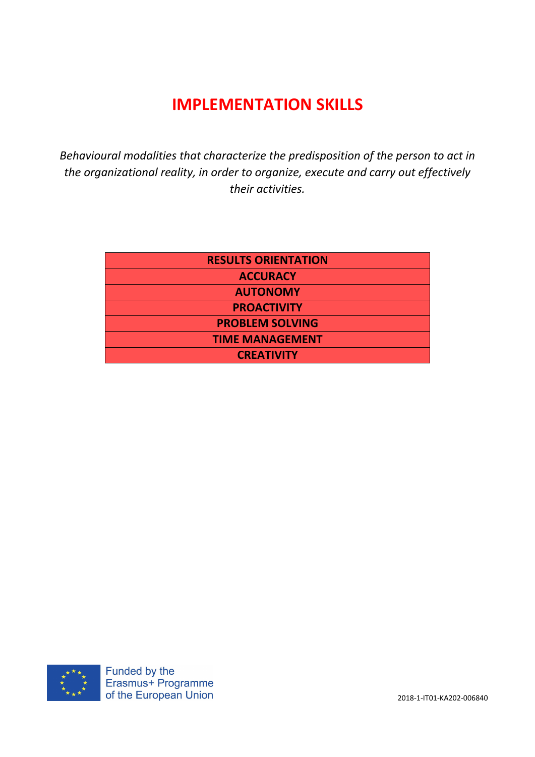# IMPLEMENTATION SKILLS

*Behavioural modalities that characterize the predisposition of the person to act in the organizational reality, in order to organize, execute and carry out effectively their activities.*

| RESULTS ORIENTATION |
|---|
| ACCURACY |
| AUTONOMY |
| PROACTIVITY |
| PROBLEM SOLVING |
| TIME MANAGEMENT |
| CREATIVITY |

Funded by the Erasmus+ Programme of the European Union

2018-1-IT01-KA202-006840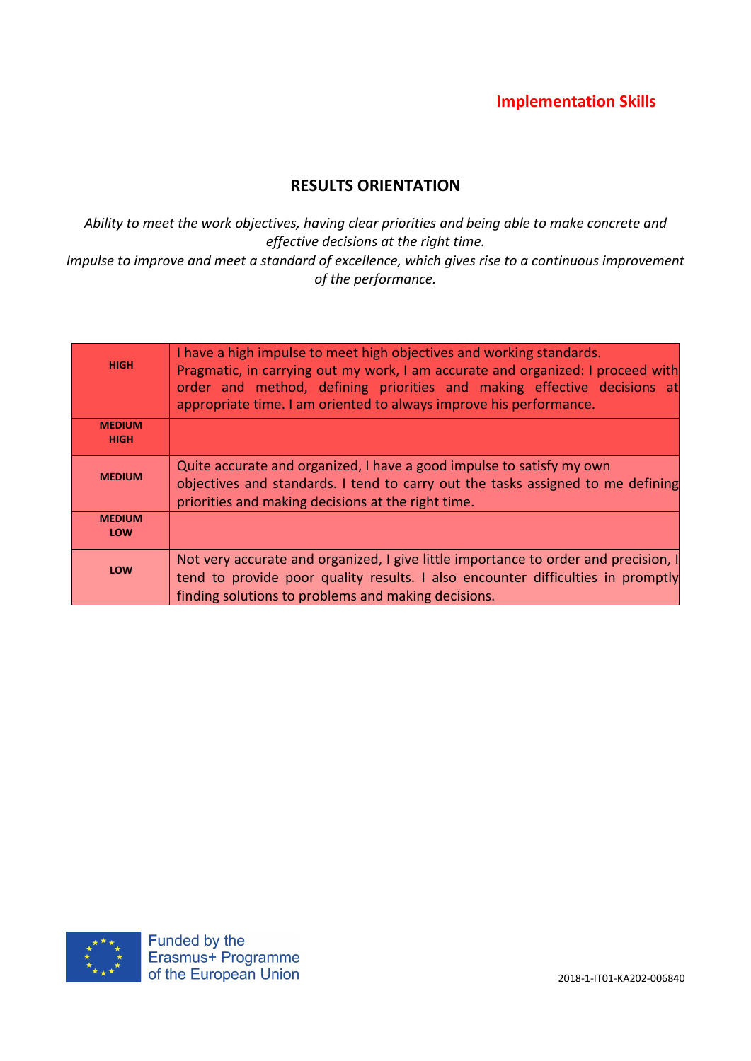**Implementation Skills**

## RESULTS ORIENTATION

*Ability to meet the work objectives, having clear priorities and being able to make concrete and effective decisions at the right time.*
*Impulse to improve and meet a standard of excellence, which gives rise to a continuous improvement of the performance.*

| | |
|---|---|
| **HIGH** | I have a high impulse to meet high objectives and working standards. Pragmatic, in carrying out my work, I am accurate and organized: I proceed with order and method, defining priorities and making effective decisions at appropriate time. I am oriented to always improve his performance. |
| **MEDIUM HIGH** | |
| **MEDIUM** | Quite accurate and organized, I have a good impulse to satisfy my own objectives and standards. I tend to carry out the tasks assigned to me defining priorities and making decisions at the right time. |
| **MEDIUM LOW** | |
| **LOW** | Not very accurate and organized, I give little importance to order and precision, I tend to provide poor quality results. I also encounter difficulties in promptly finding solutions to problems and making decisions. |

Funded by the Erasmus+ Programme of the European Union

2018-1-IT01-KA202-006840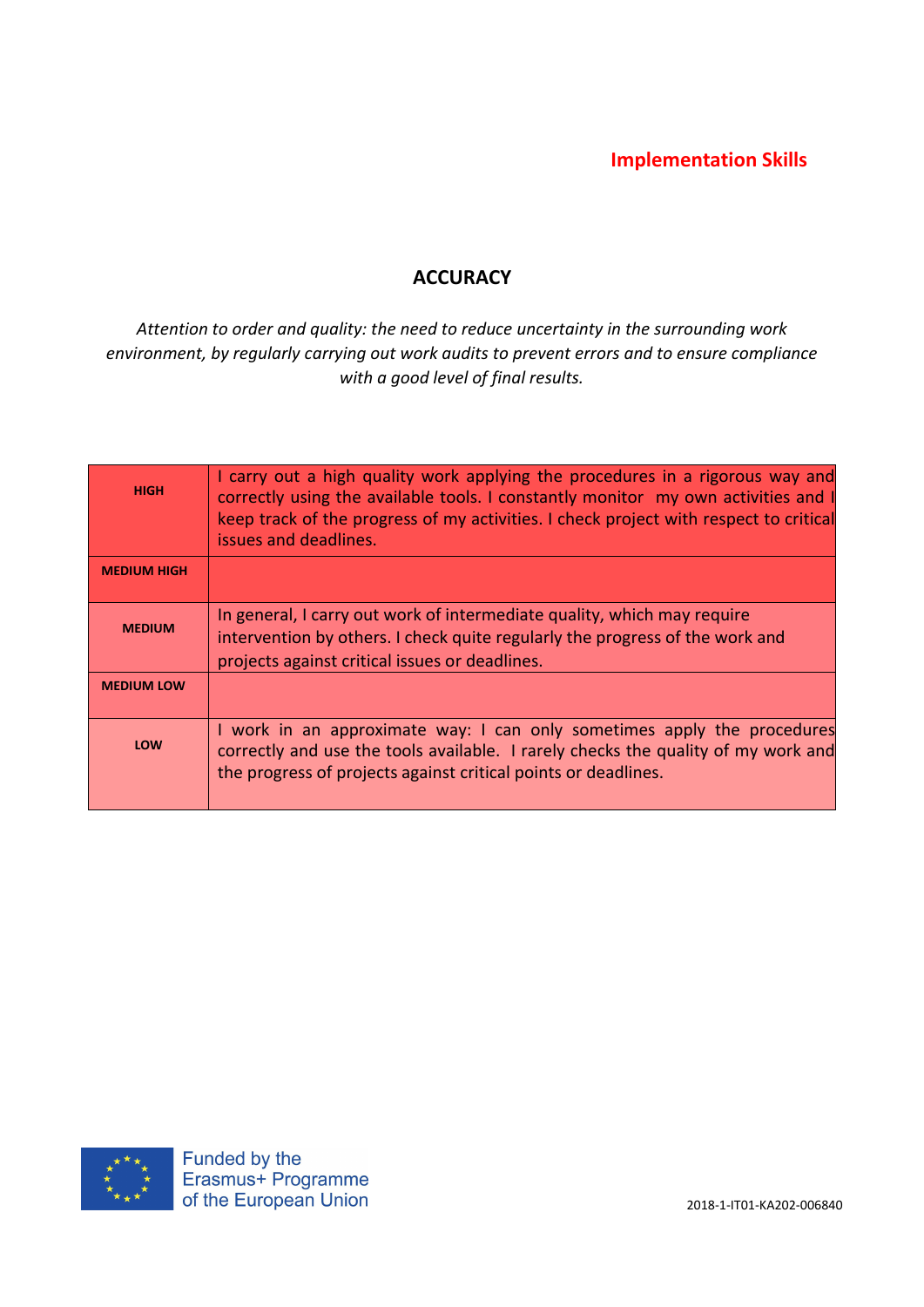Implementation Skills

## ACCURACY

*Attention to order and quality: the need to reduce uncertainty in the surrounding work environment, by regularly carrying out work audits to prevent errors and to ensure compliance with a good level of final results.*

| | |
|---|---|
| **HIGH** | I carry out a high quality work applying the procedures in a rigorous way and correctly using the available tools. I constantly monitor my own activities and I keep track of the progress of my activities. I check project with respect to critical issues and deadlines. |
| **MEDIUM HIGH** | |
| **MEDIUM** | In general, I carry out work of intermediate quality, which may require intervention by others. I check quite regularly the progress of the work and projects against critical issues or deadlines. |
| **MEDIUM LOW** | |
| **LOW** | I work in an approximate way: I can only sometimes apply the procedures correctly and use the tools available. I rarely checks the quality of my work and the progress of projects against critical points or deadlines. |

Funded by the Erasmus+ Programme of the European Union

2018-1-IT01-KA202-006840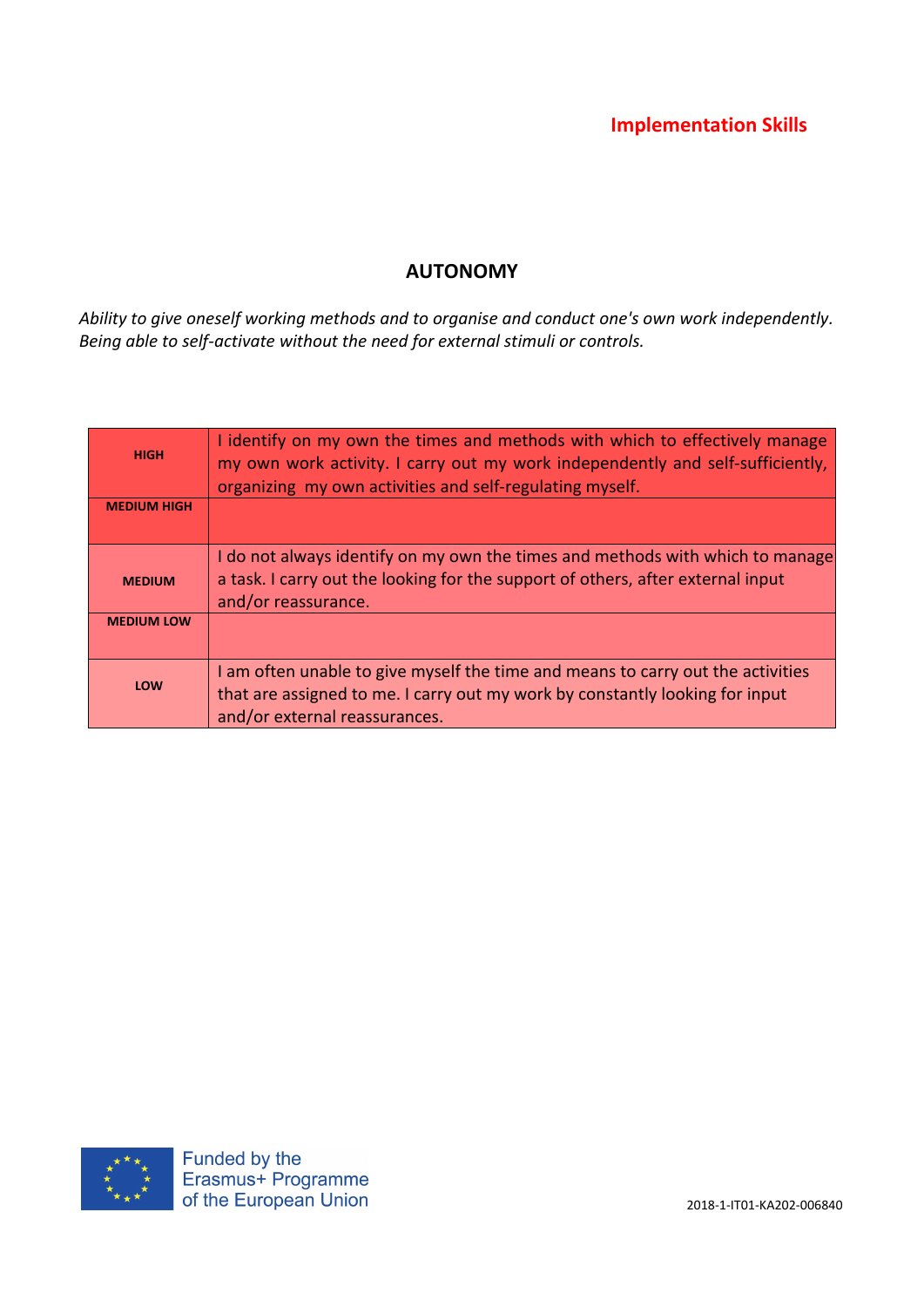**Implementation Skills**

## AUTONOMY

*Ability to give oneself working methods and to organise and conduct one's own work independently. Being able to self-activate without the need for external stimuli or controls.*

| | |
|---|---|
| **HIGH** | I identify on my own the times and methods with which to effectively manage my own work activity. I carry out my work independently and self-sufficiently, organizing my own activities and self-regulating myself. |
| **MEDIUM HIGH** | |
| **MEDIUM** | I do not always identify on my own the times and methods with which to manage a task. I carry out the looking for the support of others, after external input and/or reassurance. |
| **MEDIUM LOW** | |
| **LOW** | I am often unable to give myself the time and means to carry out the activities that are assigned to me. I carry out my work by constantly looking for input and/or external reassurances. |

Funded by the Erasmus+ Programme of the European Union

2018-1-IT01-KA202-006840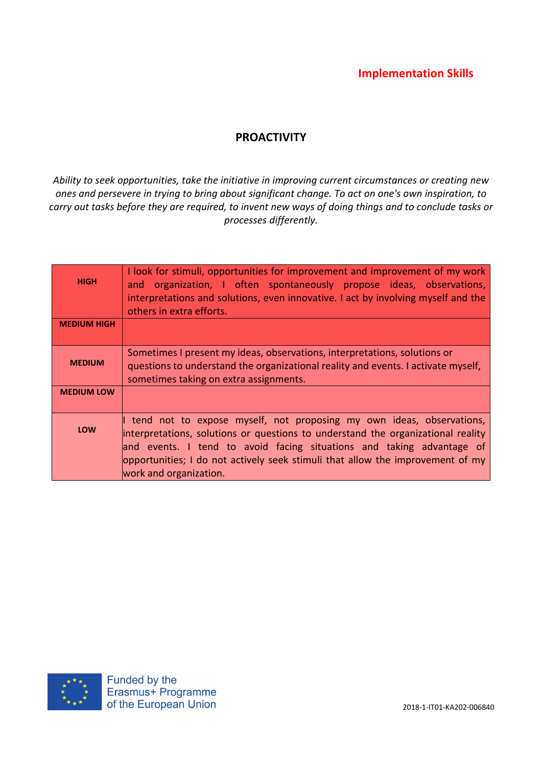**Implementation Skills**

## PROACTIVITY

*Ability to seek opportunities, take the initiative in improving current circumstances or creating new ones and persevere in trying to bring about significant change. To act on one's own inspiration, to carry out tasks before they are required, to invent new ways of doing things and to conclude tasks or processes differently.*

| | |
|---|---|
| **HIGH** | I look for stimuli, opportunities for improvement and improvement of my work and organization, I often spontaneously propose ideas, observations, interpretations and solutions, even innovative. I act by involving myself and the others in extra efforts. |
| **MEDIUM HIGH** | |
| **MEDIUM** | Sometimes I present my ideas, observations, interpretations, solutions or questions to understand the organizational reality and events. I activate myself, sometimes taking on extra assignments. |
| **MEDIUM LOW** | |
| **LOW** | I tend not to expose myself, not proposing my own ideas, observations, interpretations, solutions or questions to understand the organizational reality and events. I tend to avoid facing situations and taking advantage of opportunities; I do not actively seek stimuli that allow the improvement of my work and organization. |

Funded by the Erasmus+ Programme of the European Union

2018-1-IT01-KA202-006840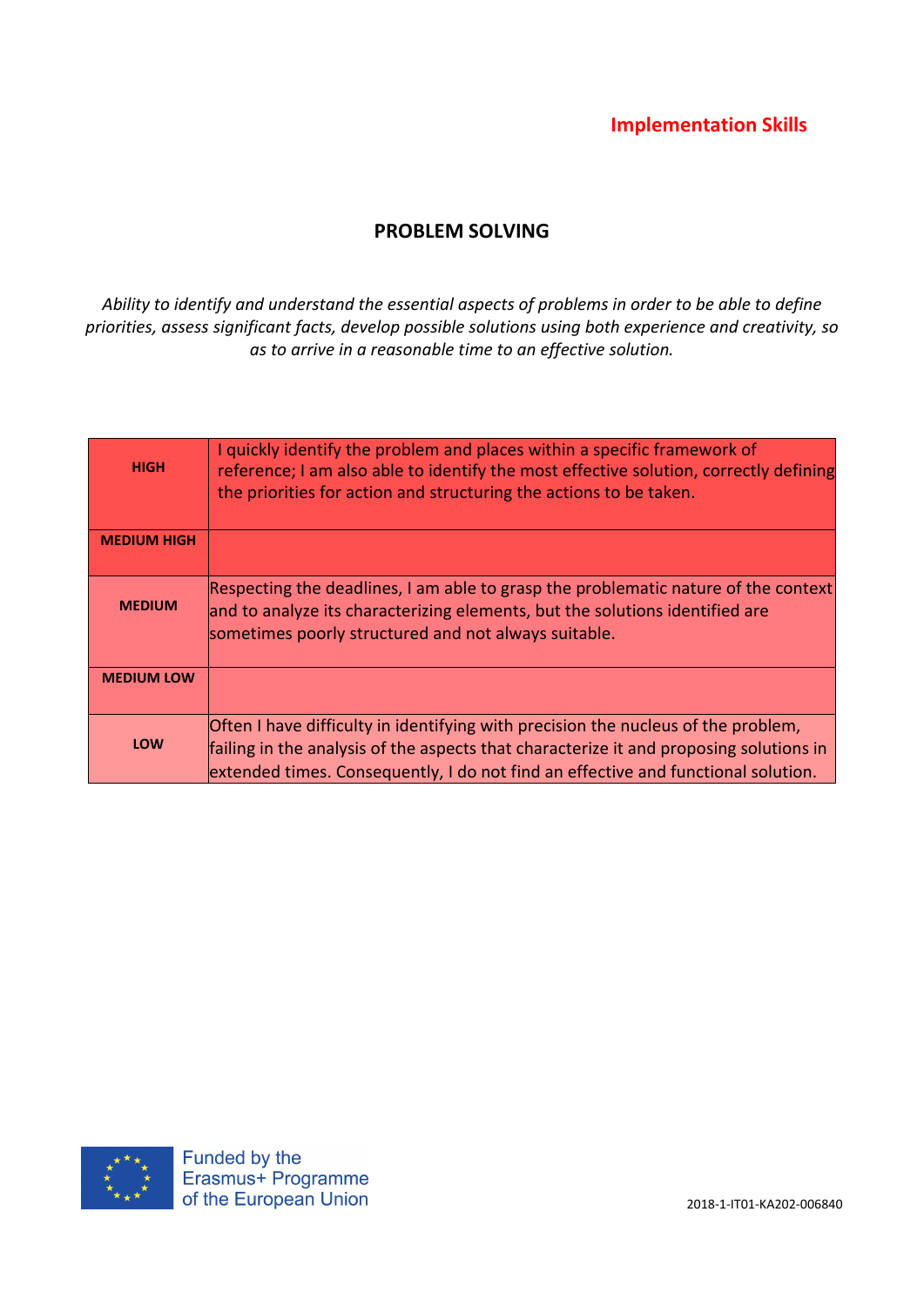**Implementation Skills**

## PROBLEM SOLVING

*Ability to identify and understand the essential aspects of problems in order to be able to define priorities, assess significant facts, develop possible solutions using both experience and creativity, so as to arrive in a reasonable time to an effective solution.*

| | |
|---|---|
| **HIGH** | I quickly identify the problem and places within a specific framework of reference; I am also able to identify the most effective solution, correctly defining the priorities for action and structuring the actions to be taken. |
| **MEDIUM HIGH** | |
| **MEDIUM** | Respecting the deadlines, I am able to grasp the problematic nature of the context and to analyze its characterizing elements, but the solutions identified are sometimes poorly structured and not always suitable. |
| **MEDIUM LOW** | |
| **LOW** | Often I have difficulty in identifying with precision the nucleus of the problem, failing in the analysis of the aspects that characterize it and proposing solutions in extended times. Consequently, I do not find an effective and functional solution. |

Funded by the Erasmus+ Programme of the European Union

2018-1-IT01-KA202-006840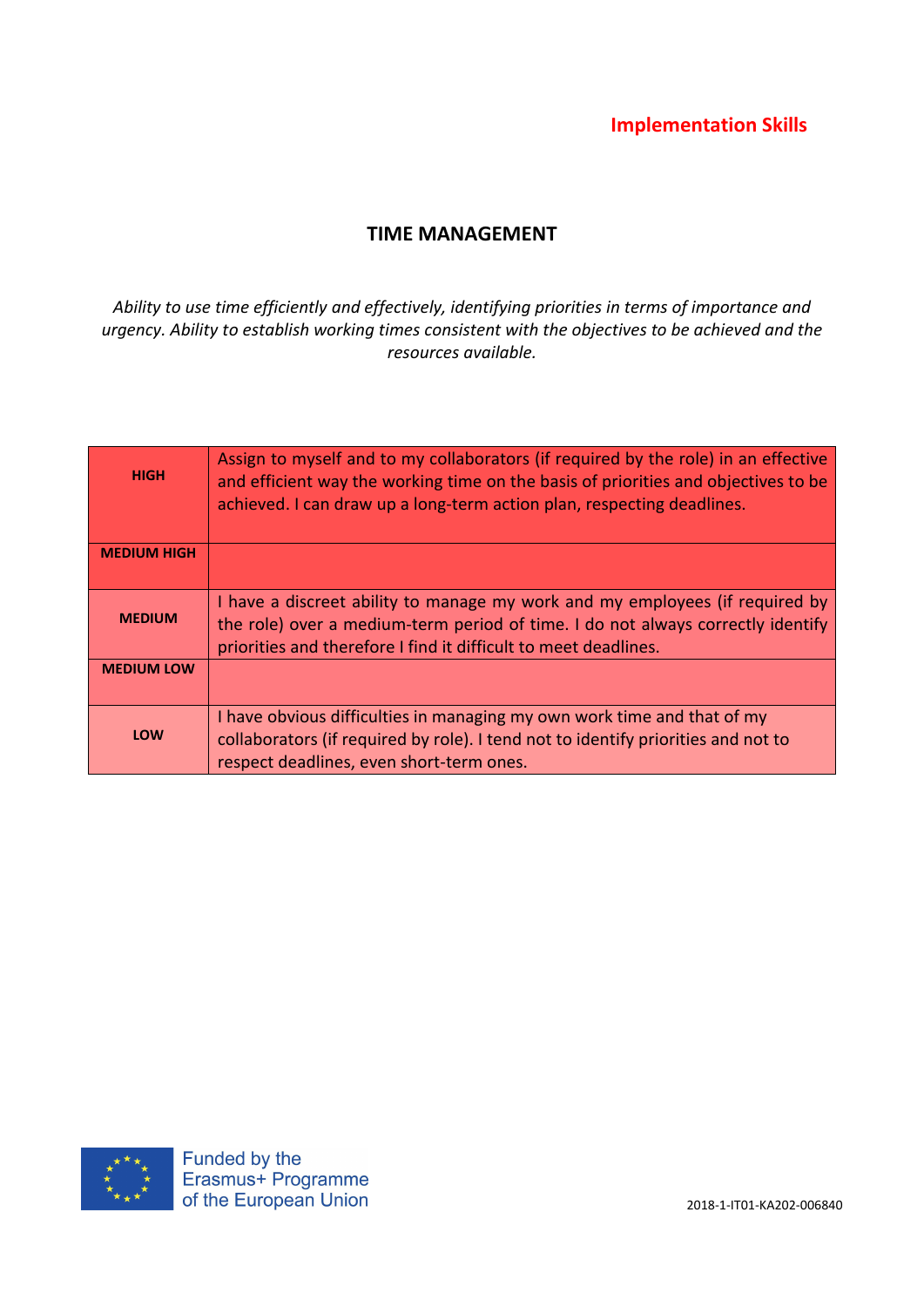**Implementation Skills**

## TIME MANAGEMENT

*Ability to use time efficiently and effectively, identifying priorities in terms of importance and urgency. Ability to establish working times consistent with the objectives to be achieved and the resources available.*

| | |
|---|---|
| **HIGH** | Assign to myself and to my collaborators (if required by the role) in an effective and efficient way the working time on the basis of priorities and objectives to be achieved. I can draw up a long-term action plan, respecting deadlines. |
| **MEDIUM HIGH** | |
| **MEDIUM** | I have a discreet ability to manage my work and my employees (if required by the role) over a medium-term period of time. I do not always correctly identify priorities and therefore I find it difficult to meet deadlines. |
| **MEDIUM LOW** | |
| **LOW** | I have obvious difficulties in managing my own work time and that of my collaborators (if required by role). I tend not to identify priorities and not to respect deadlines, even short-term ones. |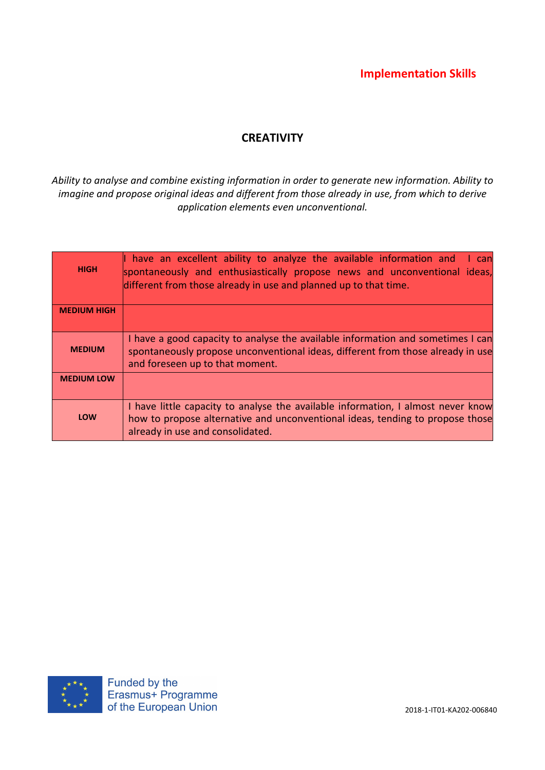**Implementation Skills**

## CREATIVITY

*Ability to analyse and combine existing information in order to generate new information. Ability to imagine and propose original ideas and different from those already in use, from which to derive application elements even unconventional.*

| | |
|---|---|
| **HIGH** | I have an excellent ability to analyze the available information and I can spontaneously and enthusiastically propose news and unconventional ideas, different from those already in use and planned up to that time. |
| **MEDIUM HIGH** | |
| **MEDIUM** | I have a good capacity to analyse the available information and sometimes I can spontaneously propose unconventional ideas, different from those already in use and foreseen up to that moment. |
| **MEDIUM LOW** | |
| **LOW** | I have little capacity to analyse the available information, I almost never know how to propose alternative and unconventional ideas, tending to propose those already in use and consolidated. |

Funded by the Erasmus+ Programme of the European Union

2018-1-IT01-KA202-006840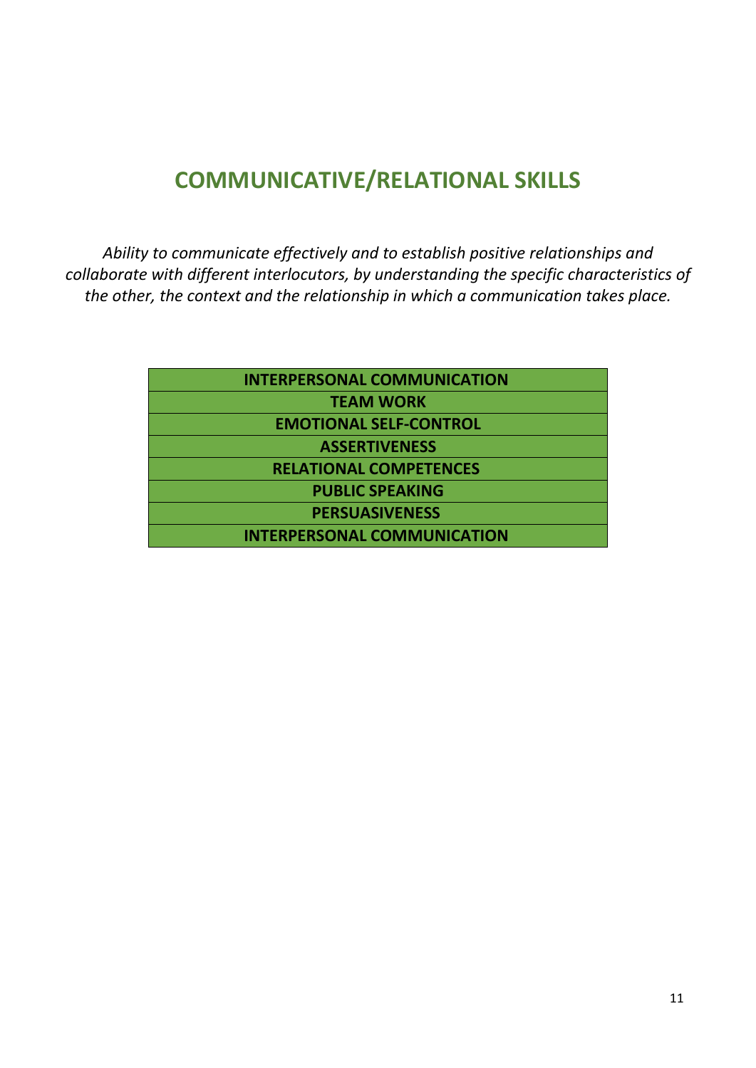# COMMUNICATIVE/RELATIONAL SKILLS

*Ability to communicate effectively and to establish positive relationships and collaborate with different interlocutors, by understanding the specific characteristics of the other, the context and the relationship in which a communication takes place.*

| **INTERPERSONAL COMMUNICATION** |
|---|
| **TEAM WORK** |
| **EMOTIONAL SELF-CONTROL** |
| **ASSERTIVENESS** |
| **RELATIONAL COMPETENCES** |
| **PUBLIC SPEAKING** |
| **PERSUASIVENESS** |
| **INTERPERSONAL COMMUNICATION** |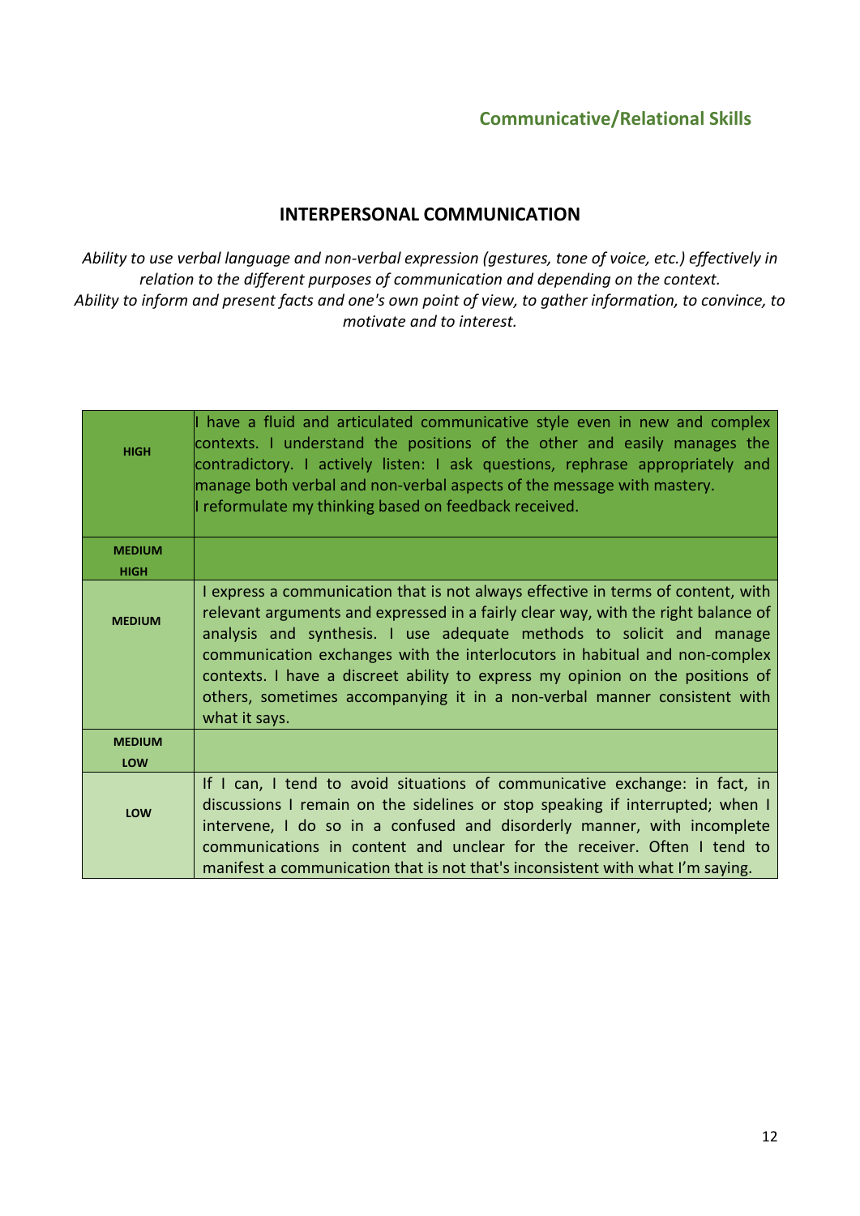## Communicative/Relational Skills

### INTERPERSONAL COMMUNICATION

*Ability to use verbal language and non-verbal expression (gestures, tone of voice, etc.) effectively in relation to the different purposes of communication and depending on the context.*
*Ability to inform and present facts and one's own point of view, to gather information, to convince, to motivate and to interest.*

| Level | Description |
|---|---|
| **HIGH** | I have a fluid and articulated communicative style even in new and complex contexts. I understand the positions of the other and easily manages the contradictory. I actively listen: I ask questions, rephrase appropriately and manage both verbal and non-verbal aspects of the message with mastery.<br>I reformulate my thinking based on feedback received. |
| **MEDIUM HIGH** | |
| **MEDIUM** | I express a communication that is not always effective in terms of content, with relevant arguments and expressed in a fairly clear way, with the right balance of analysis and synthesis. I use adequate methods to solicit and manage communication exchanges with the interlocutors in habitual and non-complex contexts. I have a discreet ability to express my opinion on the positions of others, sometimes accompanying it in a non-verbal manner consistent with what it says. |
| **MEDIUM LOW** | |
| **LOW** | If I can, I tend to avoid situations of communicative exchange: in fact, in discussions I remain on the sidelines or stop speaking if interrupted; when I intervene, I do so in a confused and disorderly manner, with incomplete communications in content and unclear for the receiver. Often I tend to manifest a communication that is not that's inconsistent with what I'm saying. |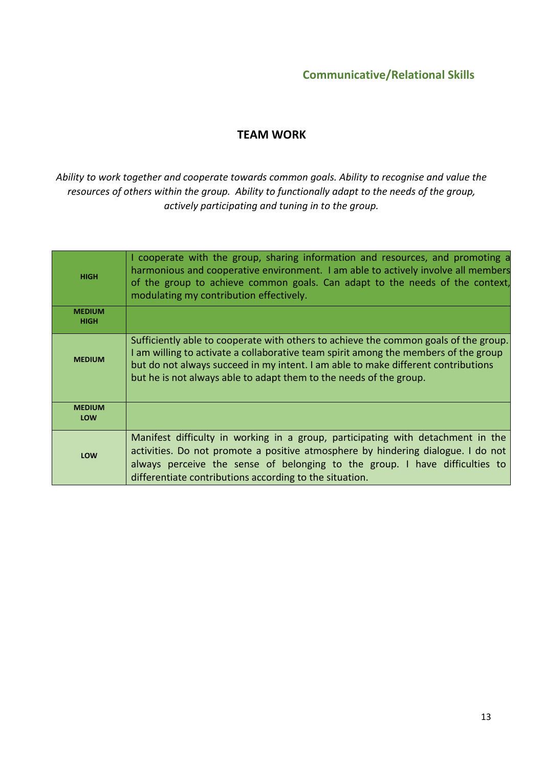## Communicative/Relational Skills

### TEAM WORK

*Ability to work together and cooperate towards common goals. Ability to recognise and value the resources of others within the group. Ability to functionally adapt to the needs of the group, actively participating and tuning in to the group.*

| | |
|---|---|
| **HIGH** | I cooperate with the group, sharing information and resources, and promoting a harmonious and cooperative environment. I am able to actively involve all members of the group to achieve common goals. Can adapt to the needs of the context, modulating my contribution effectively. |
| **MEDIUM HIGH** | |
| **MEDIUM** | Sufficiently able to cooperate with others to achieve the common goals of the group. I am willing to activate a collaborative team spirit among the members of the group but do not always succeed in my intent. I am able to make different contributions but he is not always able to adapt them to the needs of the group. |
| **MEDIUM LOW** | |
| **LOW** | Manifest difficulty in working in a group, participating with detachment in the activities. Do not promote a positive atmosphere by hindering dialogue. I do not always perceive the sense of belonging to the group. I have difficulties to differentiate contributions according to the situation. |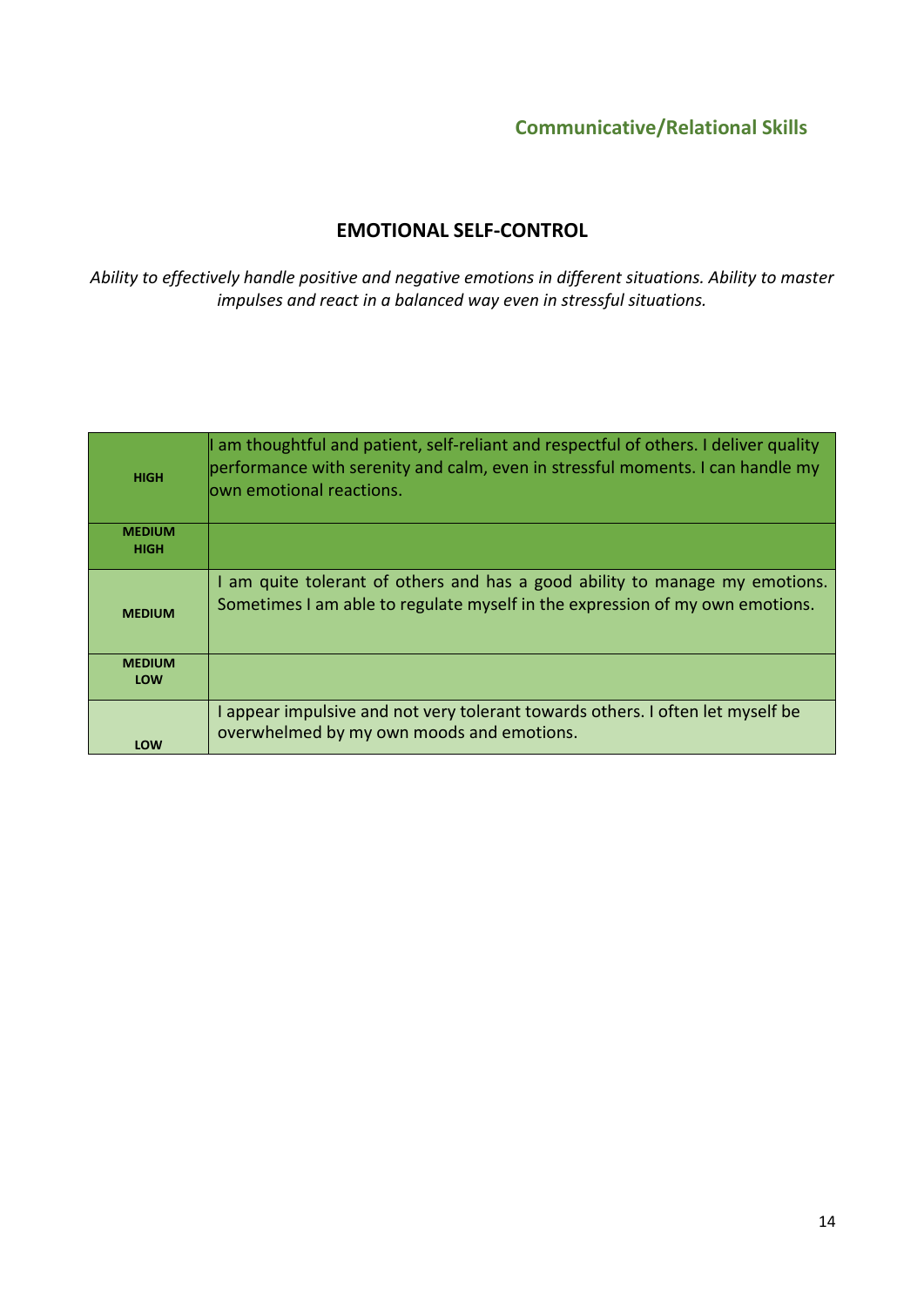## Communicative/Relational Skills

### EMOTIONAL SELF-CONTROL

*Ability to effectively handle positive and negative emotions in different situations. Ability to master impulses and react in a balanced way even in stressful situations.*

| | |
|---|---|
| **HIGH** | I am thoughtful and patient, self-reliant and respectful of others. I deliver quality performance with serenity and calm, even in stressful moments. I can handle my own emotional reactions. |
| **MEDIUM HIGH** | |
| **MEDIUM** | I am quite tolerant of others and has a good ability to manage my emotions. Sometimes I am able to regulate myself in the expression of my own emotions. |
| **MEDIUM LOW** | |
| **LOW** | I appear impulsive and not very tolerant towards others. I often let myself be overwhelmed by my own moods and emotions. |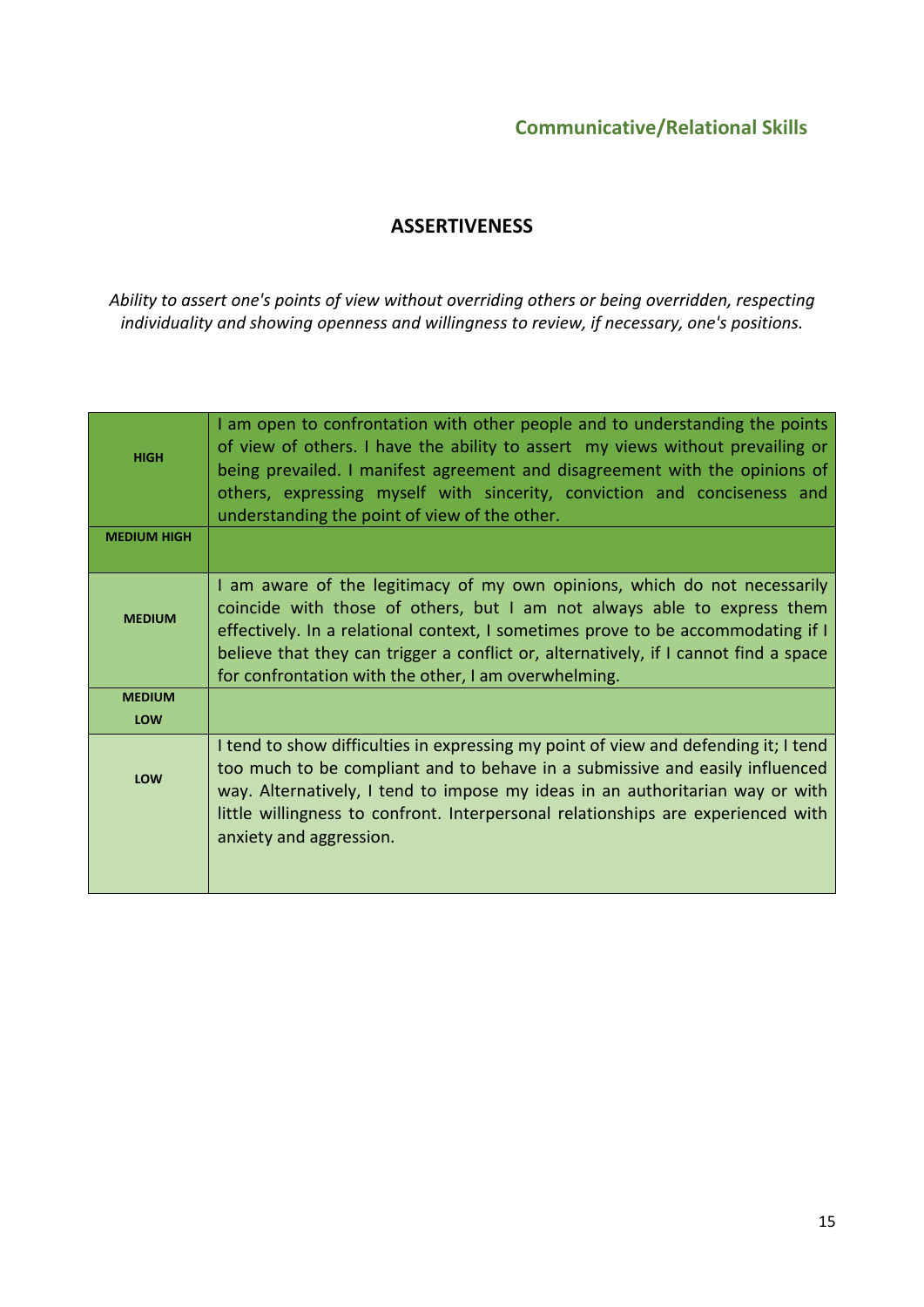Communicative/Relational Skills

## ASSERTIVENESS

*Ability to assert one's points of view without overriding others or being overridden, respecting individuality and showing openness and willingness to review, if necessary, one's positions.*

| | |
|---|---|
| **HIGH** | I am open to confrontation with other people and to understanding the points of view of others. I have the ability to assert my views without prevailing or being prevailed. I manifest agreement and disagreement with the opinions of others, expressing myself with sincerity, conviction and conciseness and understanding the point of view of the other. |
| **MEDIUM HIGH** | |
| **MEDIUM** | I am aware of the legitimacy of my own opinions, which do not necessarily coincide with those of others, but I am not always able to express them effectively. In a relational context, I sometimes prove to be accommodating if I believe that they can trigger a conflict or, alternatively, if I cannot find a space for confrontation with the other, I am overwhelming. |
| **MEDIUM LOW** | |
| **LOW** | I tend to show difficulties in expressing my point of view and defending it; I tend too much to be compliant and to behave in a submissive and easily influenced way. Alternatively, I tend to impose my ideas in an authoritarian way or with little willingness to confront. Interpersonal relationships are experienced with anxiety and aggression. |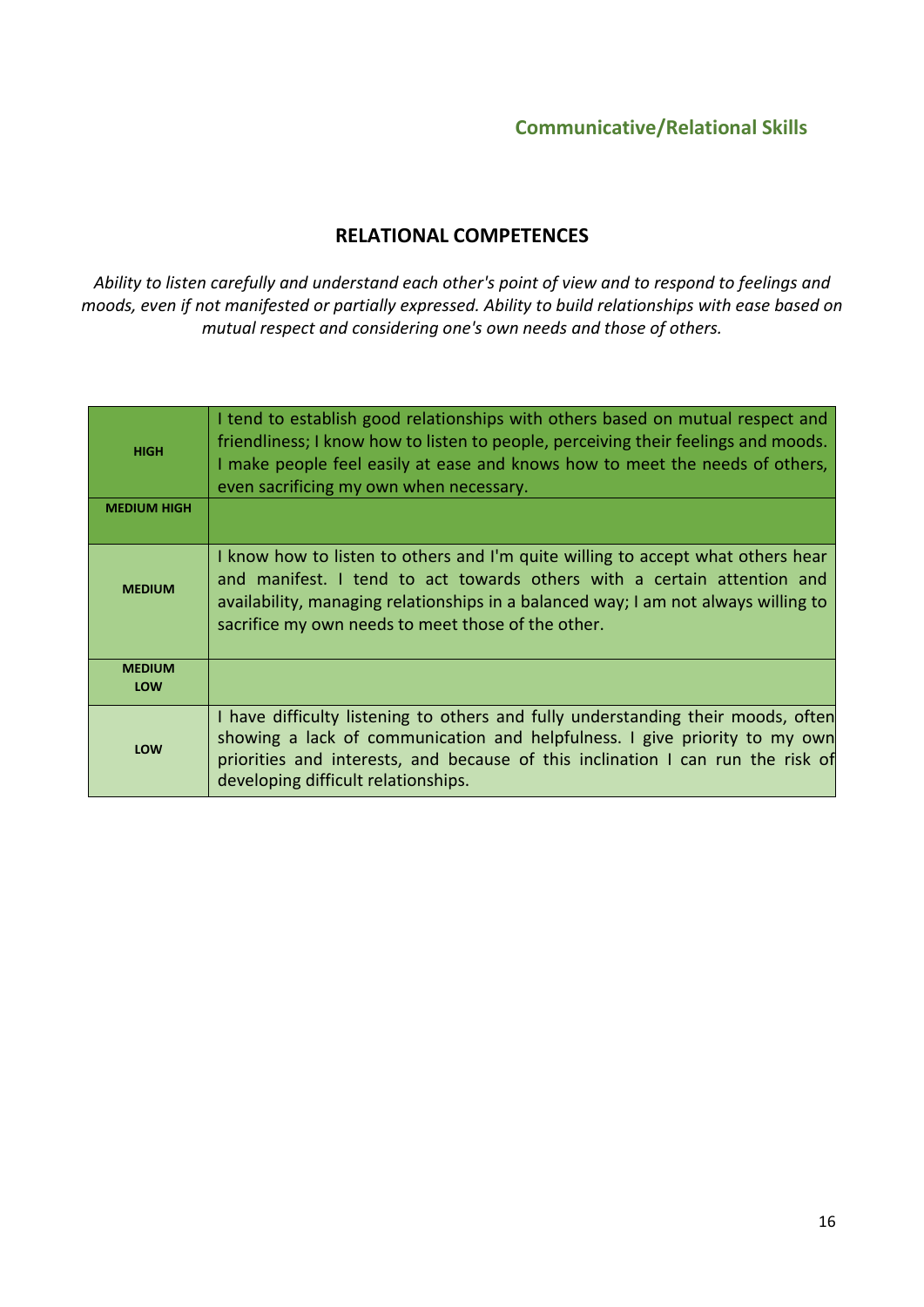## Communicative/Relational Skills

### RELATIONAL COMPETENCES

*Ability to listen carefully and understand each other's point of view and to respond to feelings and moods, even if not manifested or partially expressed. Ability to build relationships with ease based on mutual respect and considering one's own needs and those of others.*

| | |
|---|---|
| **HIGH** | I tend to establish good relationships with others based on mutual respect and friendliness; I know how to listen to people, perceiving their feelings and moods. I make people feel easily at ease and knows how to meet the needs of others, even sacrificing my own when necessary. |
| **MEDIUM HIGH** | |
| **MEDIUM** | I know how to listen to others and I'm quite willing to accept what others hear and manifest. I tend to act towards others with a certain attention and availability, managing relationships in a balanced way; I am not always willing to sacrifice my own needs to meet those of the other. |
| **MEDIUM LOW** | |
| **LOW** | I have difficulty listening to others and fully understanding their moods, often showing a lack of communication and helpfulness. I give priority to my own priorities and interests, and because of this inclination I can run the risk of developing difficult relationships. |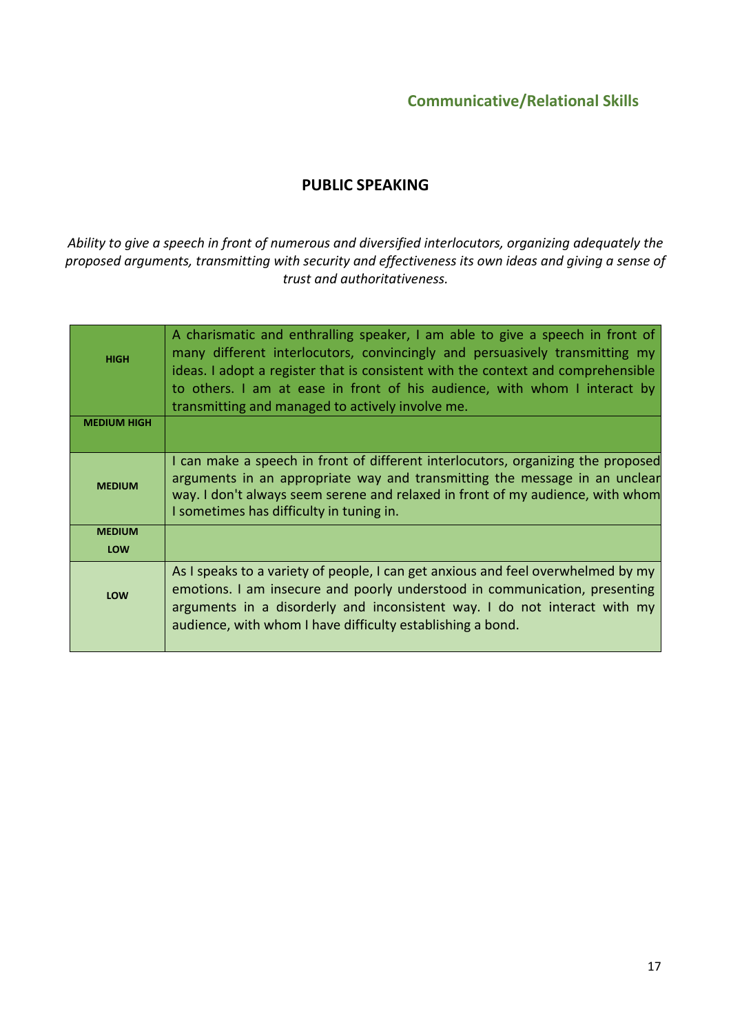## Communicative/Relational Skills

### PUBLIC SPEAKING

*Ability to give a speech in front of numerous and diversified interlocutors, organizing adequately the proposed arguments, transmitting with security and effectiveness its own ideas and giving a sense of trust and authoritativeness.*

| | |
|---|---|
| **HIGH** | A charismatic and enthralling speaker, I am able to give a speech in front of many different interlocutors, convincingly and persuasively transmitting my ideas. I adopt a register that is consistent with the context and comprehensible to others. I am at ease in front of his audience, with whom I interact by transmitting and managed to actively involve me. |
| **MEDIUM HIGH** | |
| **MEDIUM** | I can make a speech in front of different interlocutors, organizing the proposed arguments in an appropriate way and transmitting the message in an unclear way. I don't always seem serene and relaxed in front of my audience, with whom I sometimes has difficulty in tuning in. |
| **MEDIUM LOW** | |
| **LOW** | As I speaks to a variety of people, I can get anxious and feel overwhelmed by my emotions. I am insecure and poorly understood in communication, presenting arguments in a disorderly and inconsistent way. I do not interact with my audience, with whom I have difficulty establishing a bond. |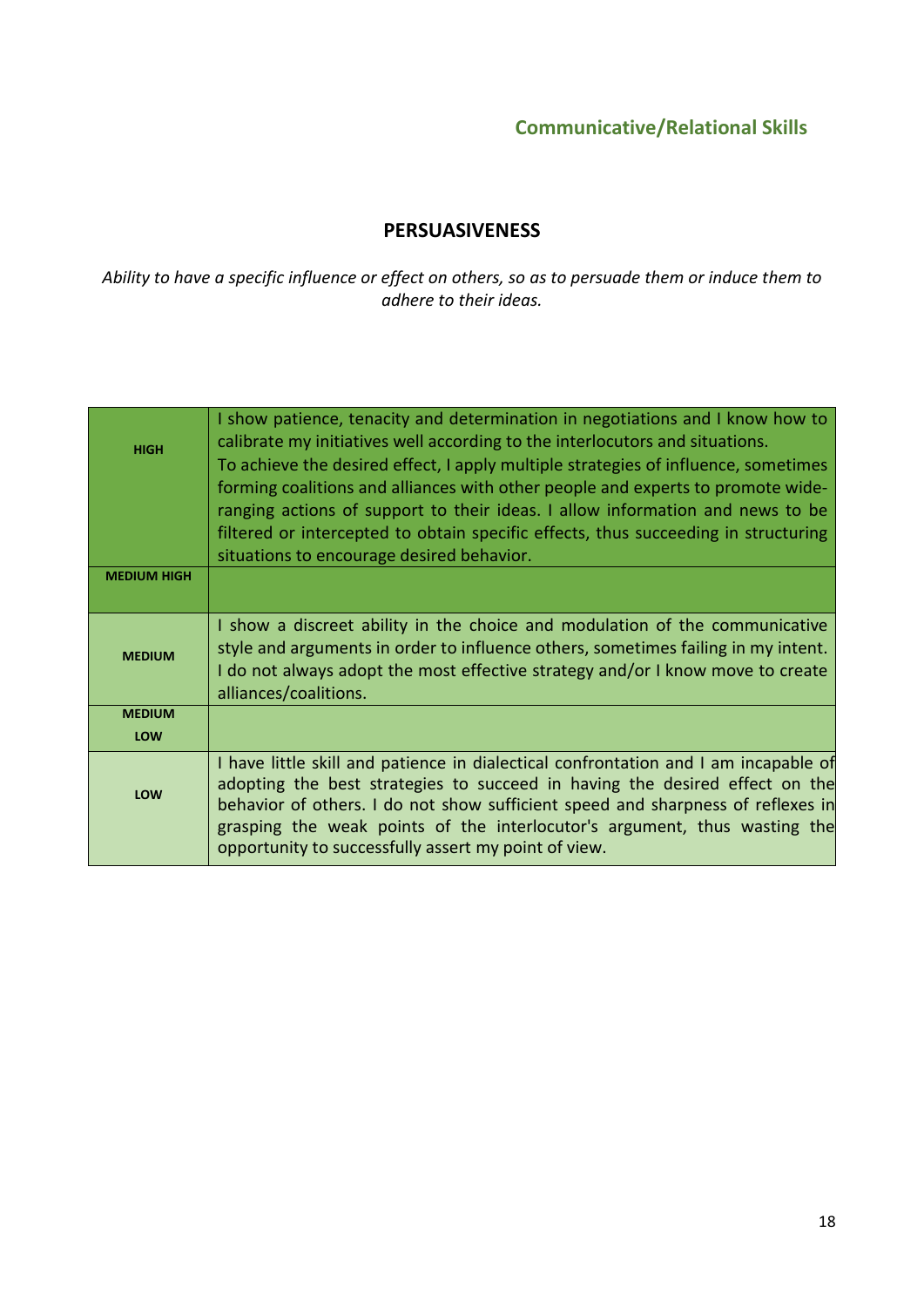## Communicative/Relational Skills

### PERSUASIVENESS

*Ability to have a specific influence or effect on others, so as to persuade them or induce them to adhere to their ideas.*

| | |
|---|---|
| **HIGH** | I show patience, tenacity and determination in negotiations and I know how to calibrate my initiatives well according to the interlocutors and situations.<br>To achieve the desired effect, I apply multiple strategies of influence, sometimes forming coalitions and alliances with other people and experts to promote wide-ranging actions of support to their ideas. I allow information and news to be filtered or intercepted to obtain specific effects, thus succeeding in structuring situations to encourage desired behavior. |
| **MEDIUM HIGH** | |
| **MEDIUM** | I show a discreet ability in the choice and modulation of the communicative style and arguments in order to influence others, sometimes failing in my intent. I do not always adopt the most effective strategy and/or I know move to create alliances/coalitions. |
| **MEDIUM LOW** | |
| **LOW** | I have little skill and patience in dialectical confrontation and I am incapable of adopting the best strategies to succeed in having the desired effect on the behavior of others. I do not show sufficient speed and sharpness of reflexes in grasping the weak points of the interlocutor's argument, thus wasting the opportunity to successfully assert my point of view. |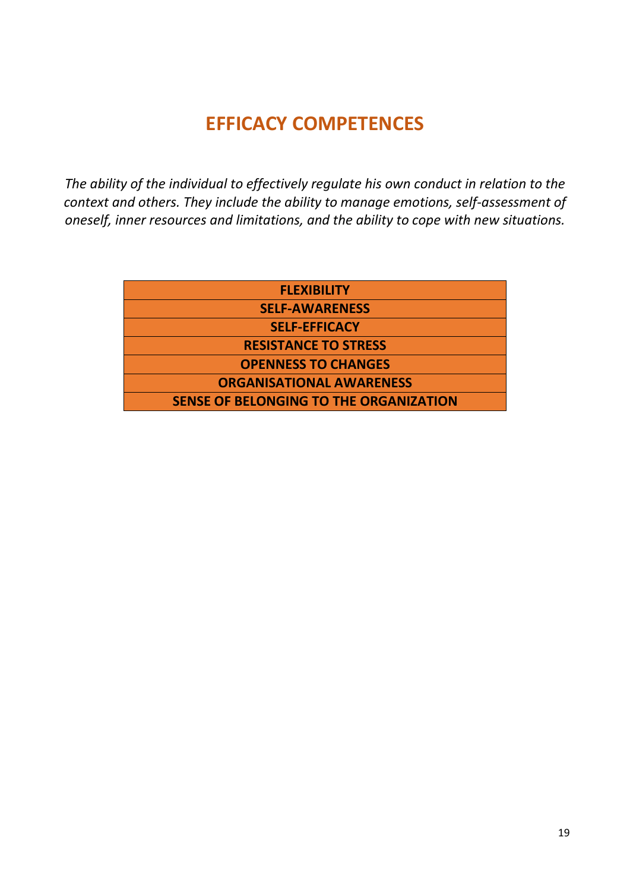# EFFICACY COMPETENCES

*The ability of the individual to effectively regulate his own conduct in relation to the context and others. They include the ability to manage emotions, self-assessment of oneself, inner resources and limitations, and the ability to cope with new situations.*

| **FLEXIBILITY** |
|---|
| **SELF-AWARENESS** |
| **SELF-EFFICACY** |
| **RESISTANCE TO STRESS** |
| **OPENNESS TO CHANGES** |
| **ORGANISATIONAL AWARENESS** |
| **SENSE OF BELONGING TO THE ORGANIZATION** |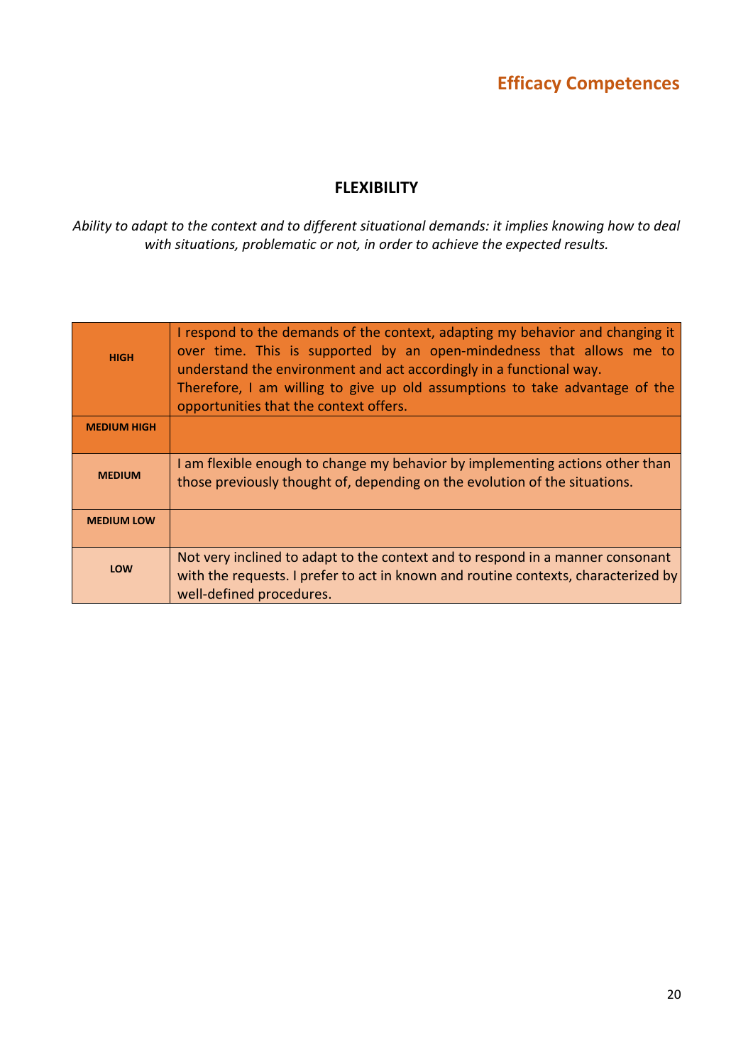## FLEXIBILITY

*Ability to adapt to the context and to different situational demands: it implies knowing how to deal with situations, problematic or not, in order to achieve the expected results.*

| | |
|---|---|
| **HIGH** | I respond to the demands of the context, adapting my behavior and changing it over time. This is supported by an open-mindedness that allows me to understand the environment and act accordingly in a functional way. Therefore, I am willing to give up old assumptions to take advantage of the opportunities that the context offers. |
| **MEDIUM HIGH** | |
| **MEDIUM** | I am flexible enough to change my behavior by implementing actions other than those previously thought of, depending on the evolution of the situations. |
| **MEDIUM LOW** | |
| **LOW** | Not very inclined to adapt to the context and to respond in a manner consonant with the requests. I prefer to act in known and routine contexts, characterized by well-defined procedures. |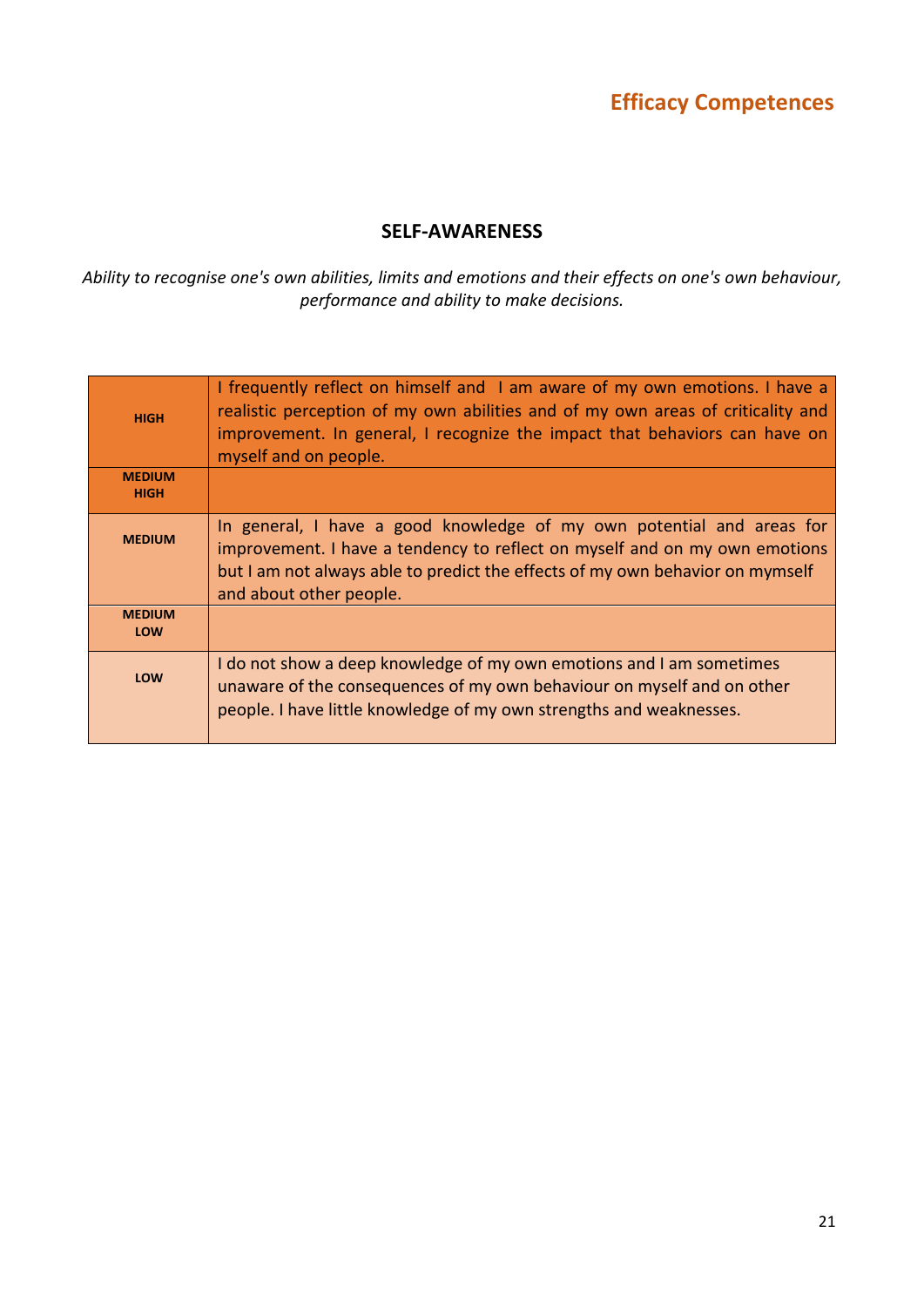# Efficacy Competences

## SELF-AWARENESS

*Ability to recognise one's own abilities, limits and emotions and their effects on one's own behaviour, performance and ability to make decisions.*

| | |
|---|---|
| **HIGH** | I frequently reflect on himself and I am aware of my own emotions. I have a realistic perception of my own abilities and of my own areas of criticality and improvement. In general, I recognize the impact that behaviors can have on myself and on people. |
| **MEDIUM HIGH** | |
| **MEDIUM** | In general, I have a good knowledge of my own potential and areas for improvement. I have a tendency to reflect on myself and on my own emotions but I am not always able to predict the effects of my own behavior on mymself and about other people. |
| **MEDIUM LOW** | |
| **LOW** | I do not show a deep knowledge of my own emotions and I am sometimes unaware of the consequences of my own behaviour on myself and on other people. I have little knowledge of my own strengths and weaknesses. |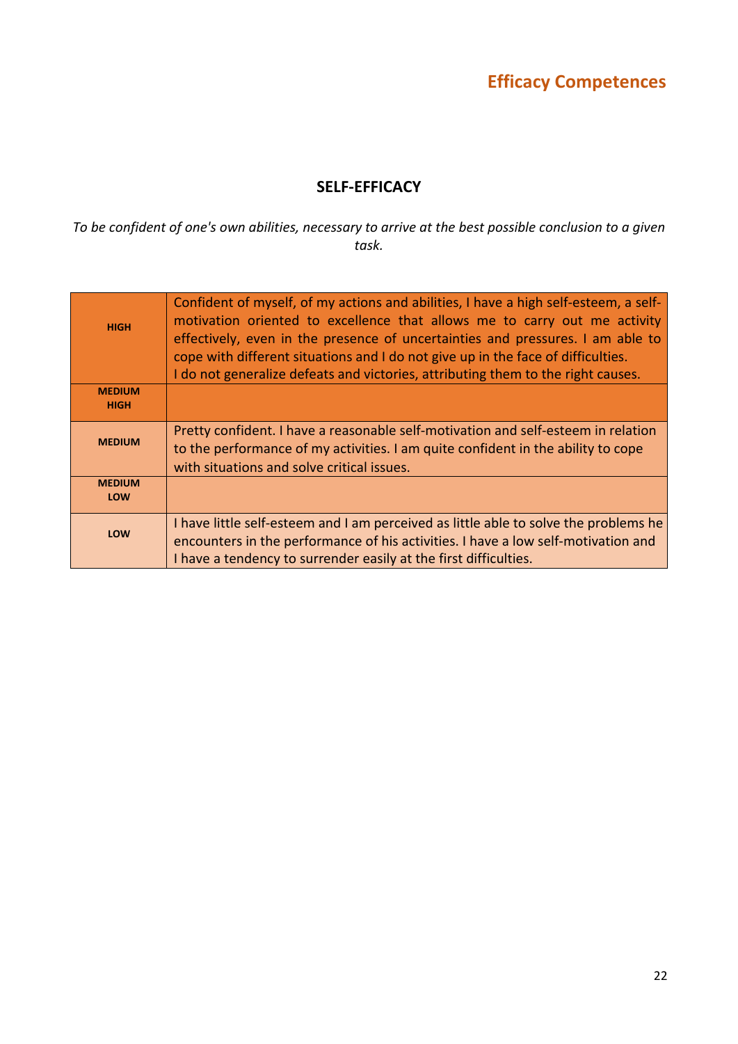# Efficacy Competences

## SELF-EFFICACY

*To be confident of one's own abilities, necessary to arrive at the best possible conclusion to a given task.*

| | |
|---|---|
| **HIGH** | Confident of myself, of my actions and abilities, I have a high self-esteem, a self-motivation oriented to excellence that allows me to carry out me activity effectively, even in the presence of uncertainties and pressures. I am able to cope with different situations and I do not give up in the face of difficulties. I do not generalize defeats and victories, attributing them to the right causes. |
| **MEDIUM HIGH** | |
| **MEDIUM** | Pretty confident. I have a reasonable self-motivation and self-esteem in relation to the performance of my activities. I am quite confident in the ability to cope with situations and solve critical issues. |
| **MEDIUM LOW** | |
| **LOW** | I have little self-esteem and I am perceived as little able to solve the problems he encounters in the performance of his activities. I have a low self-motivation and I have a tendency to surrender easily at the first difficulties. |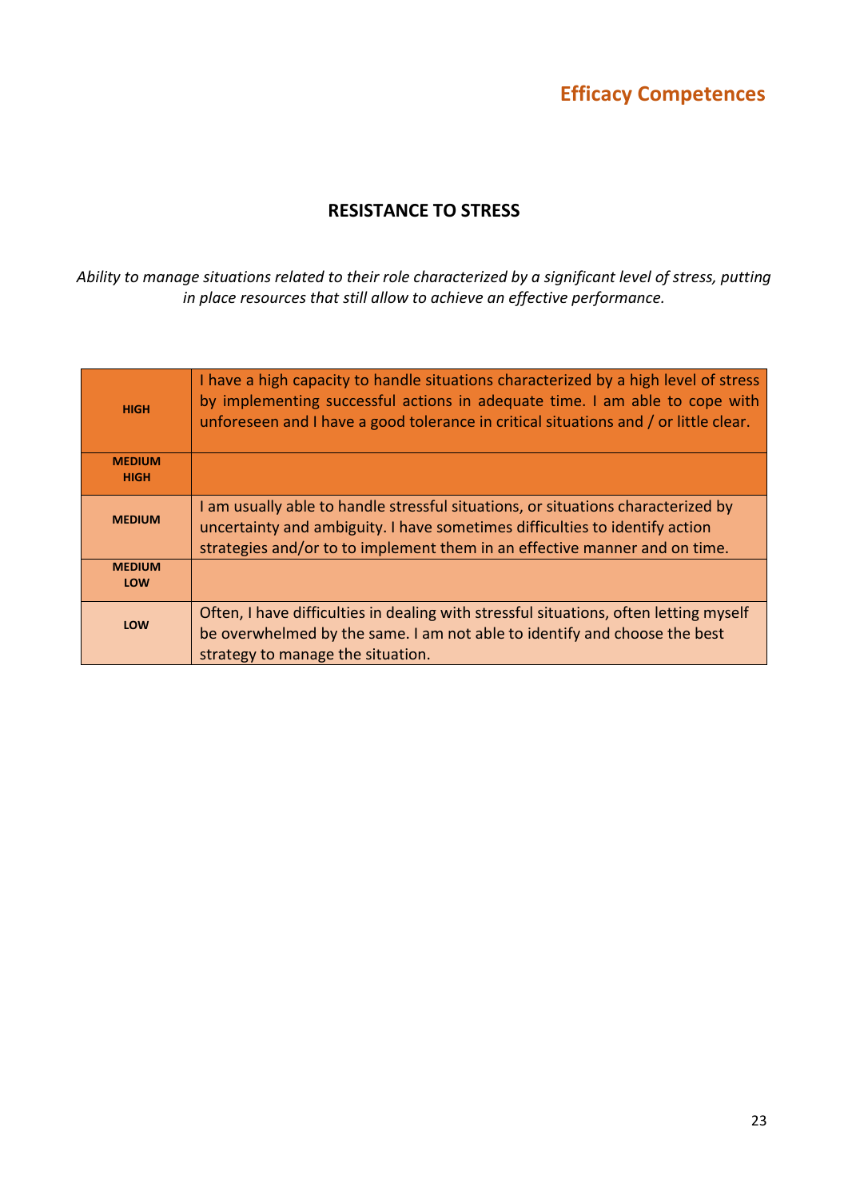## Efficacy Competences

### RESISTANCE TO STRESS

*Ability to manage situations related to their role characterized by a significant level of stress, putting in place resources that still allow to achieve an effective performance.*

| | |
|---|---|
| **HIGH** | I have a high capacity to handle situations characterized by a high level of stress by implementing successful actions in adequate time. I am able to cope with unforeseen and I have a good tolerance in critical situations and / or little clear. |
| **MEDIUM HIGH** | |
| **MEDIUM** | I am usually able to handle stressful situations, or situations characterized by uncertainty and ambiguity. I have sometimes difficulties to identify action strategies and/or to to implement them in an effective manner and on time. |
| **MEDIUM LOW** | |
| **LOW** | Often, I have difficulties in dealing with stressful situations, often letting myself be overwhelmed by the same. I am not able to identify and choose the best strategy to manage the situation. |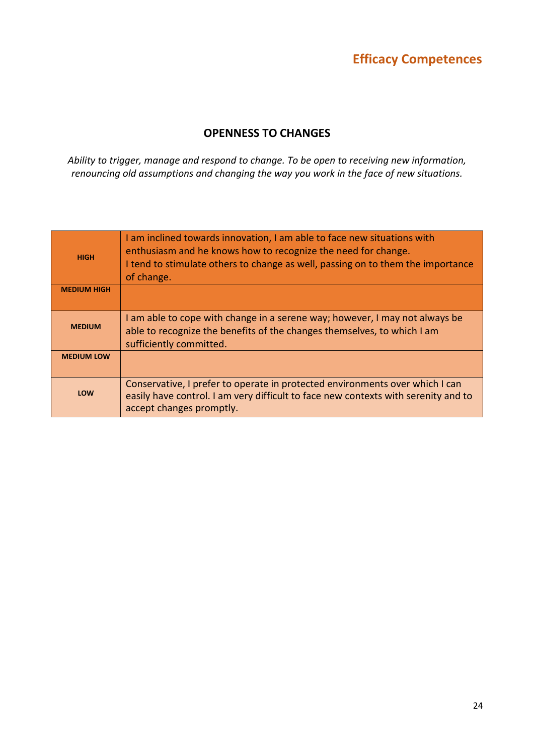## Efficacy Competences

### OPENNESS TO CHANGES

*Ability to trigger, manage and respond to change. To be open to receiving new information, renouncing old assumptions and changing the way you work in the face of new situations.*

| | |
|---|---|
| **HIGH** | I am inclined towards innovation, I am able to face new situations with enthusiasm and he knows how to recognize the need for change.<br>I tend to stimulate others to change as well, passing on to them the importance of change. |
| **MEDIUM HIGH** | |
| **MEDIUM** | I am able to cope with change in a serene way; however, I may not always be able to recognize the benefits of the changes themselves, to which I am sufficiently committed. |
| **MEDIUM LOW** | |
| **LOW** | Conservative, I prefer to operate in protected environments over which I can easily have control. I am very difficult to face new contexts with serenity and to accept changes promptly. |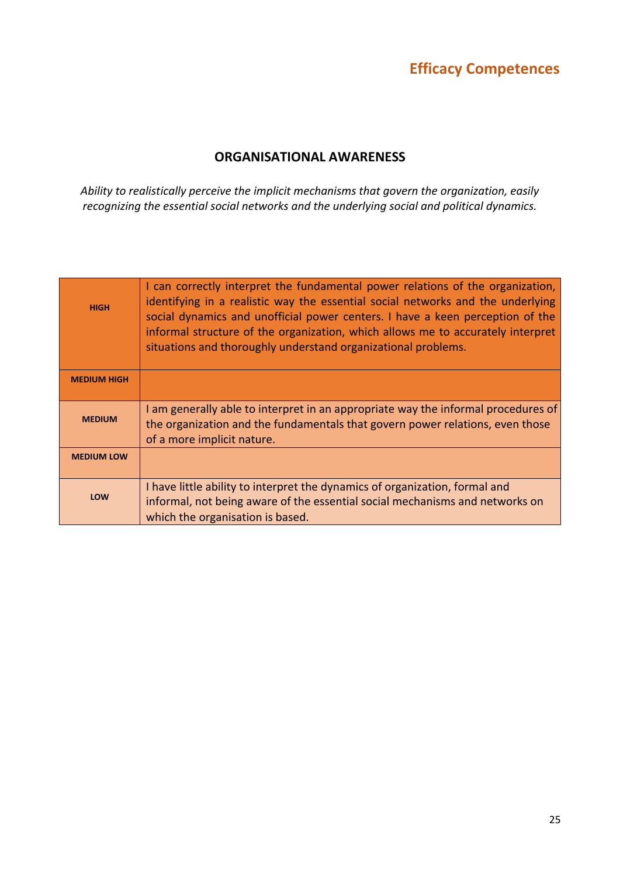## Efficacy Competences

### ORGANISATIONAL AWARENESS

*Ability to realistically perceive the implicit mechanisms that govern the organization, easily recognizing the essential social networks and the underlying social and political dynamics.*

| | |
|---|---|
| **HIGH** | I can correctly interpret the fundamental power relations of the organization, identifying in a realistic way the essential social networks and the underlying social dynamics and unofficial power centers. I have a keen perception of the informal structure of the organization, which allows me to accurately interpret situations and thoroughly understand organizational problems. |
| **MEDIUM HIGH** | |
| **MEDIUM** | I am generally able to interpret in an appropriate way the informal procedures of the organization and the fundamentals that govern power relations, even those of a more implicit nature. |
| **MEDIUM LOW** | |
| **LOW** | I have little ability to interpret the dynamics of organization, formal and informal, not being aware of the essential social mechanisms and networks on which the organisation is based. |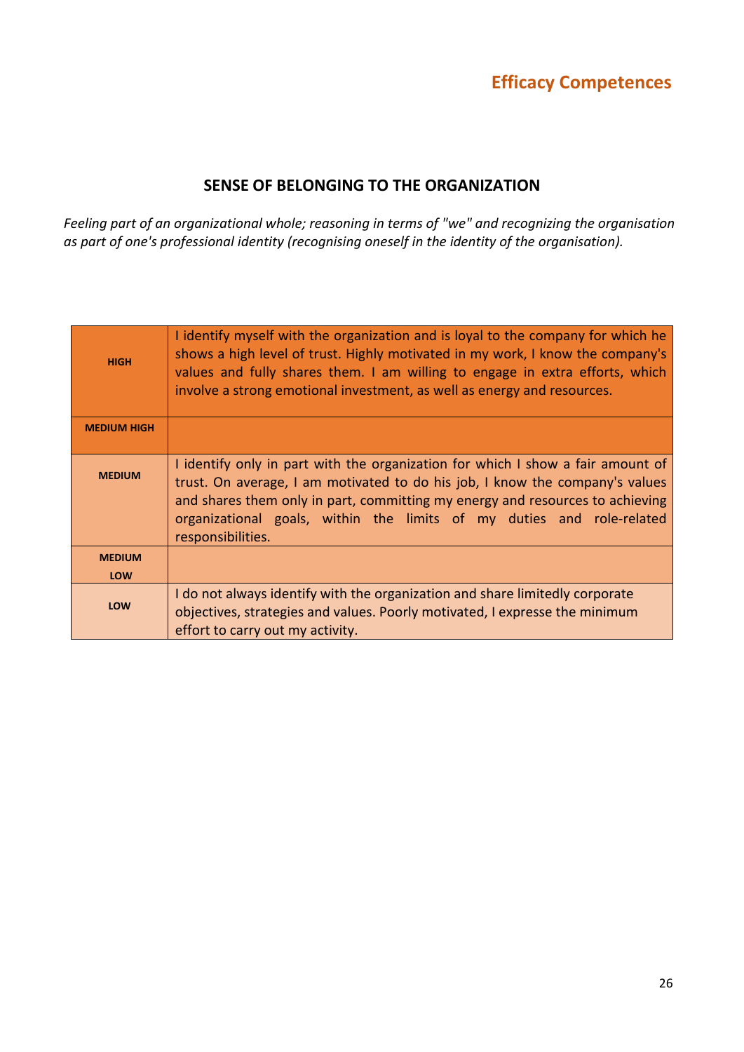## Efficacy Competences

### SENSE OF BELONGING TO THE ORGANIZATION

*Feeling part of an organizational whole; reasoning in terms of "we" and recognizing the organisation as part of one's professional identity (recognising oneself in the identity of the organisation).*

| | |
|---|---|
| **HIGH** | I identify myself with the organization and is loyal to the company for which he shows a high level of trust. Highly motivated in my work, I know the company's values and fully shares them. I am willing to engage in extra efforts, which involve a strong emotional investment, as well as energy and resources. |
| **MEDIUM HIGH** | |
| **MEDIUM** | I identify only in part with the organization for which I show a fair amount of trust. On average, I am motivated to do his job, I know the company's values and shares them only in part, committing my energy and resources to achieving organizational goals, within the limits of my duties and role-related responsibilities. |
| **MEDIUM LOW** | |
| **LOW** | I do not always identify with the organization and share limitedly corporate objectives, strategies and values. Poorly motivated, I expresse the minimum effort to carry out my activity. |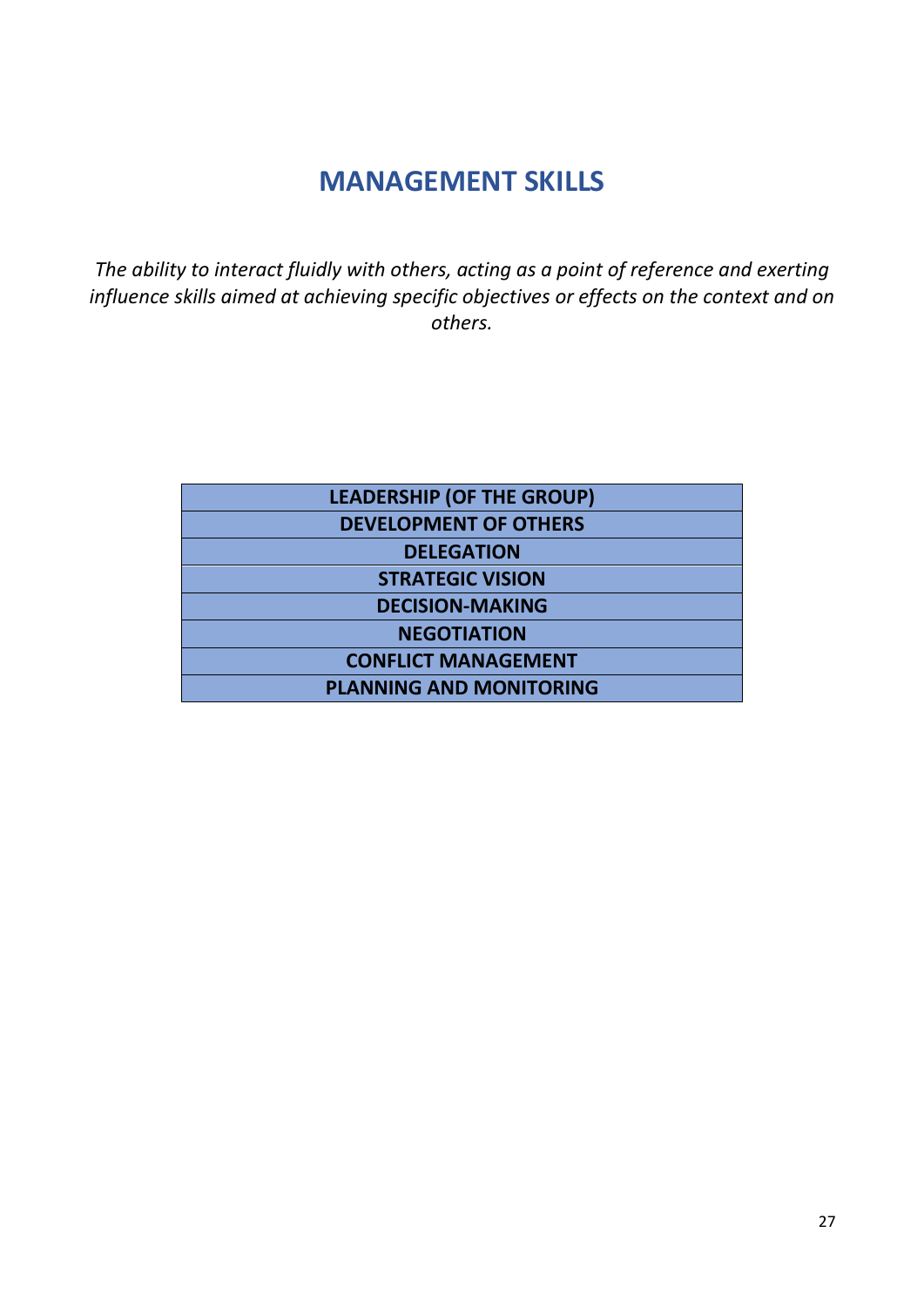# MANAGEMENT SKILLS

*The ability to interact fluidly with others, acting as a point of reference and exerting influence skills aimed at achieving specific objectives or effects on the context and on others.*

| **LEADERSHIP (OF THE GROUP)** |
|---|
| **DEVELOPMENT OF OTHERS** |
| **DELEGATION** |
| **STRATEGIC VISION** |
| **DECISION-MAKING** |
| **NEGOTIATION** |
| **CONFLICT MANAGEMENT** |
| **PLANNING AND MONITORING** |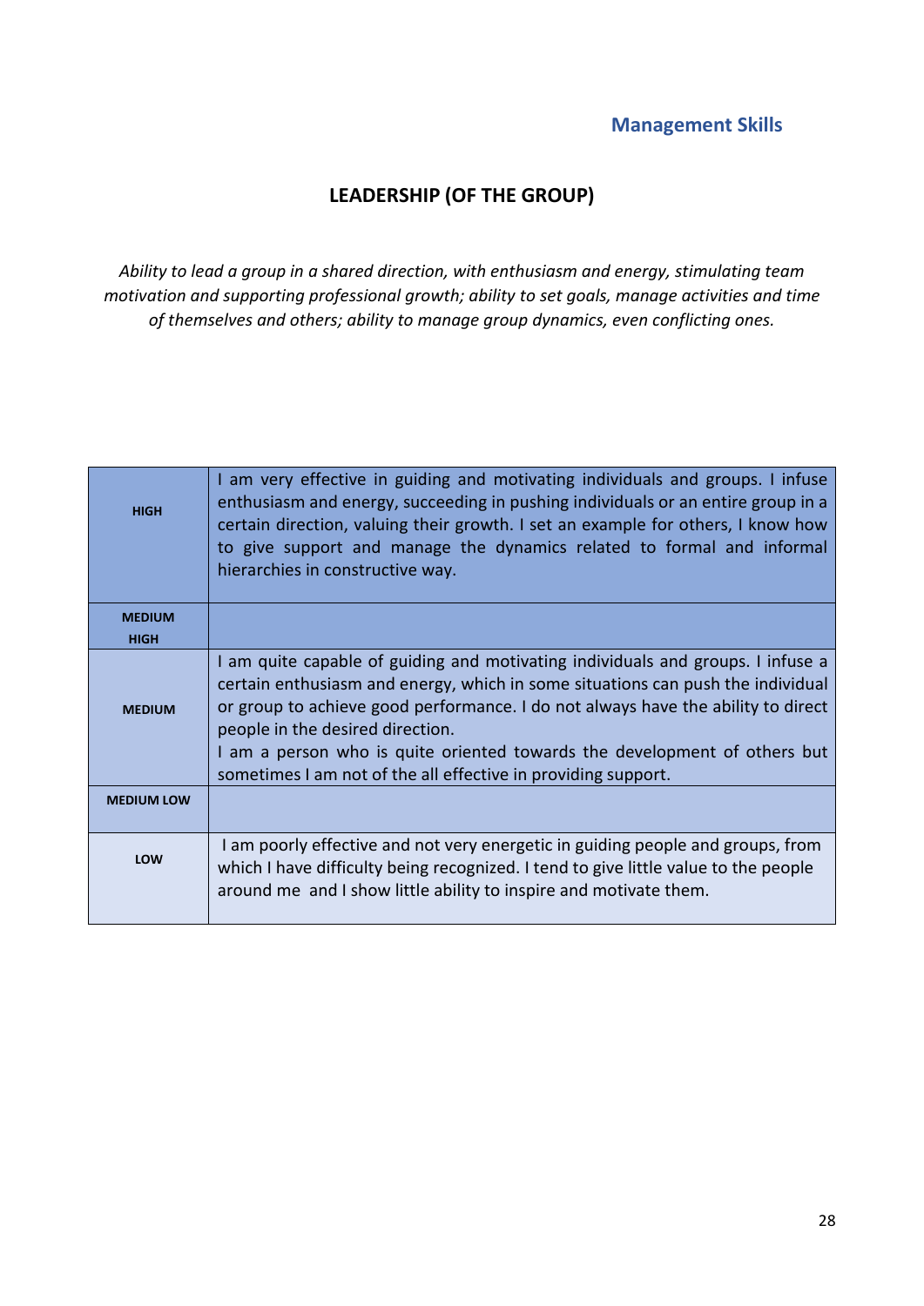Management Skills

## LEADERSHIP (OF THE GROUP)

*Ability to lead a group in a shared direction, with enthusiasm and energy, stimulating team motivation and supporting professional growth; ability to set goals, manage activities and time of themselves and others; ability to manage group dynamics, even conflicting ones.*

| | |
|---|---|
| **HIGH** | I am very effective in guiding and motivating individuals and groups. I infuse enthusiasm and energy, succeeding in pushing individuals or an entire group in a certain direction, valuing their growth. I set an example for others, I know how to give support and manage the dynamics related to formal and informal hierarchies in constructive way. |
| **MEDIUM HIGH** | |
| **MEDIUM** | I am quite capable of guiding and motivating individuals and groups. I infuse a certain enthusiasm and energy, which in some situations can push the individual or group to achieve good performance. I do not always have the ability to direct people in the desired direction.<br>I am a person who is quite oriented towards the development of others but sometimes I am not of the all effective in providing support. |
| **MEDIUM LOW** | |
| **LOW** | I am poorly effective and not very energetic in guiding people and groups, from which I have difficulty being recognized. I tend to give little value to the people around me and I show little ability to inspire and motivate them. |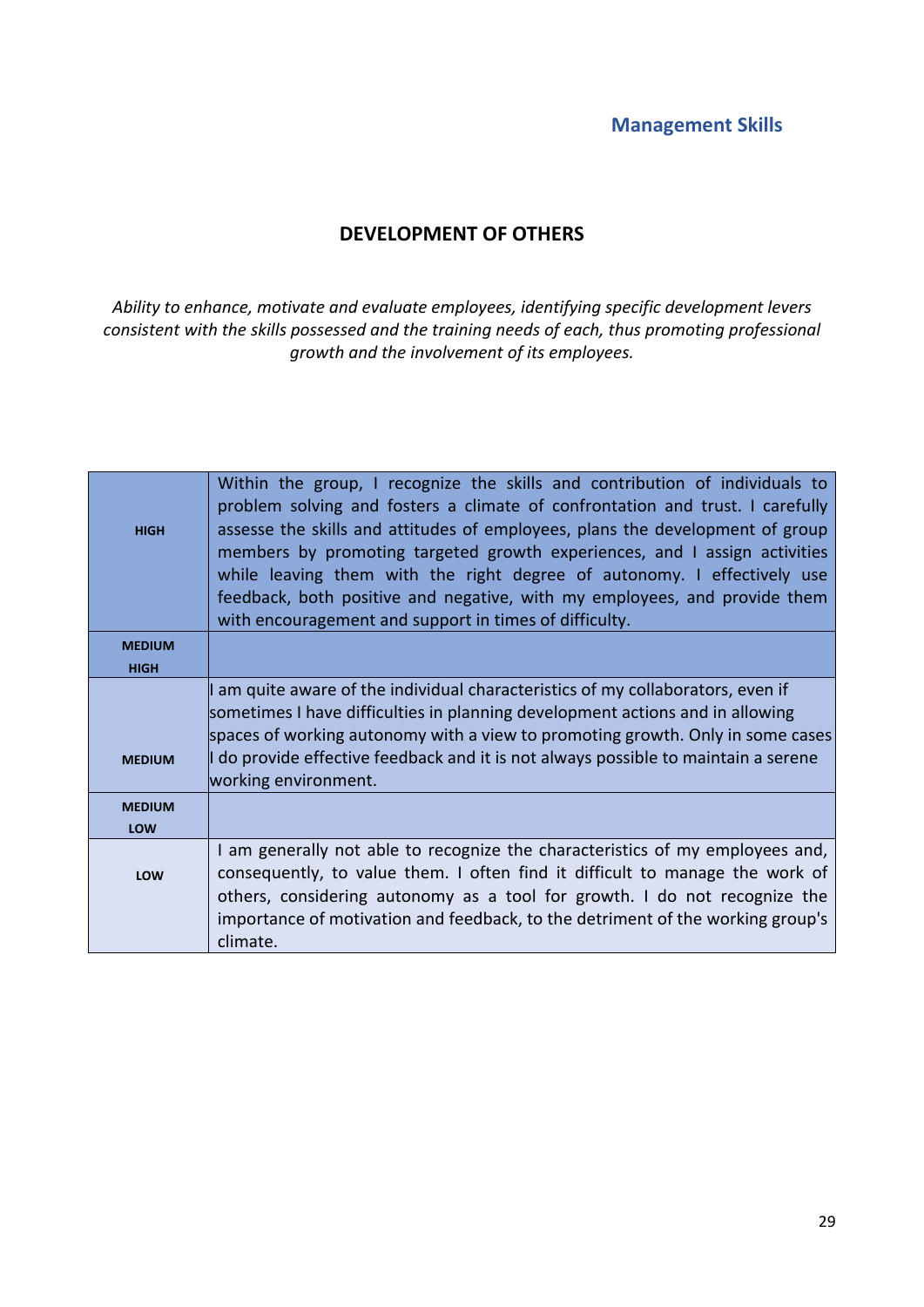## DEVELOPMENT OF OTHERS

*Ability to enhance, motivate and evaluate employees, identifying specific development levers consistent with the skills possessed and the training needs of each, thus promoting professional growth and the involvement of its employees.*

| | |
|---|---|
| **HIGH** | Within the group, I recognize the skills and contribution of individuals to problem solving and fosters a climate of confrontation and trust. I carefully assesse the skills and attitudes of employees, plans the development of group members by promoting targeted growth experiences, and I assign activities while leaving them with the right degree of autonomy. I effectively use feedback, both positive and negative, with my employees, and provide them with encouragement and support in times of difficulty. |
| **MEDIUM HIGH** | |
| **MEDIUM** | I am quite aware of the individual characteristics of my collaborators, even if sometimes I have difficulties in planning development actions and in allowing spaces of working autonomy with a view to promoting growth. Only in some cases I do provide effective feedback and it is not always possible to maintain a serene working environment. |
| **MEDIUM LOW** | |
| **LOW** | I am generally not able to recognize the characteristics of my employees and, consequently, to value them. I often find it difficult to manage the work of others, considering autonomy as a tool for growth. I do not recognize the importance of motivation and feedback, to the detriment of the working group's climate. |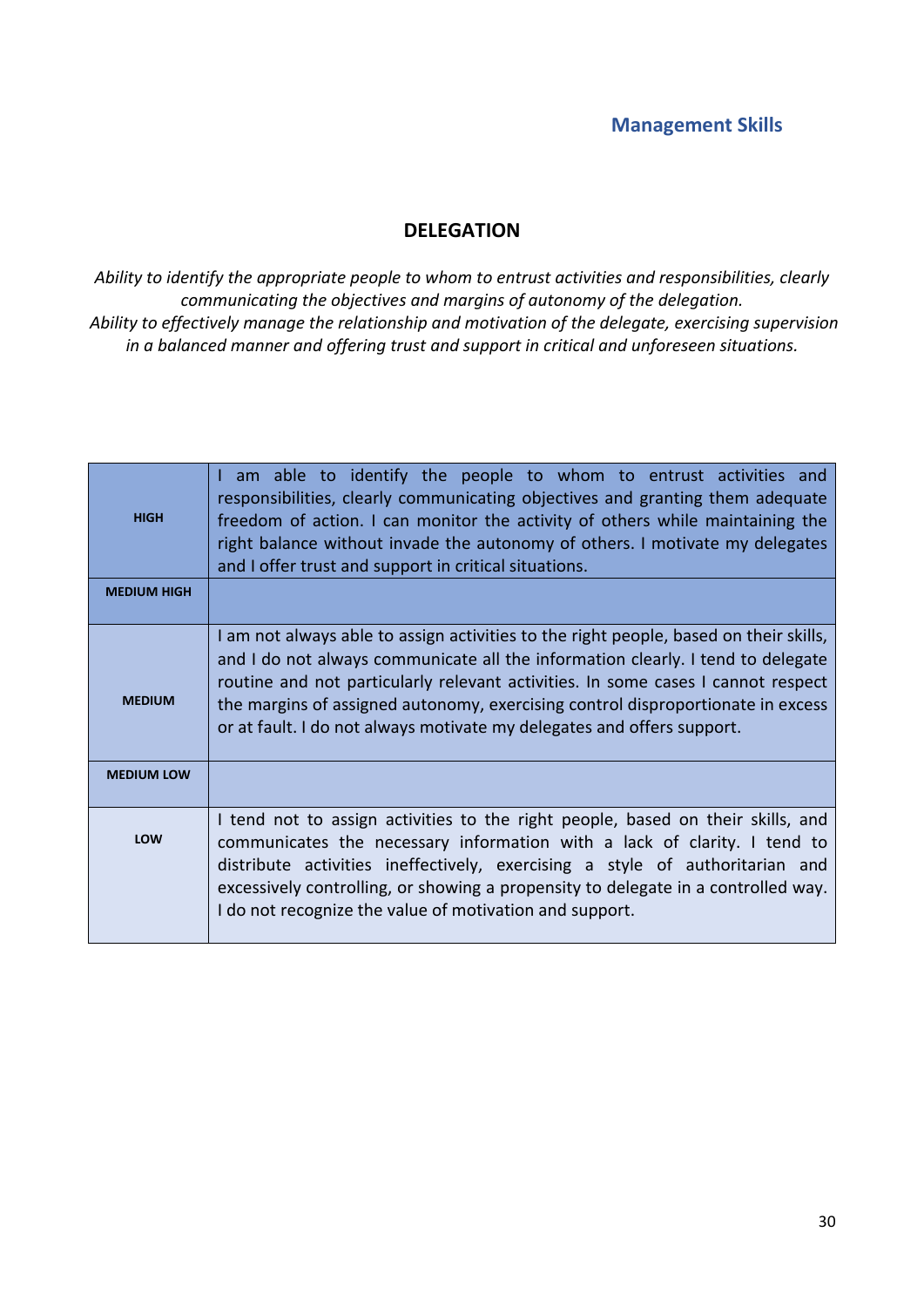## DELEGATION

*Ability to identify the appropriate people to whom to entrust activities and responsibilities, clearly communicating the objectives and margins of autonomy of the delegation.*
*Ability to effectively manage the relationship and motivation of the delegate, exercising supervision in a balanced manner and offering trust and support in critical and unforeseen situations.*

| | |
|---|---|
| **HIGH** | I am able to identify the people to whom to entrust activities and responsibilities, clearly communicating objectives and granting them adequate freedom of action. I can monitor the activity of others while maintaining the right balance without invade the autonomy of others. I motivate my delegates and I offer trust and support in critical situations. |
| **MEDIUM HIGH** | |
| **MEDIUM** | I am not always able to assign activities to the right people, based on their skills, and I do not always communicate all the information clearly. I tend to delegate routine and not particularly relevant activities. In some cases I cannot respect the margins of assigned autonomy, exercising control disproportionate in excess or at fault. I do not always motivate my delegates and offers support. |
| **MEDIUM LOW** | |
| **LOW** | I tend not to assign activities to the right people, based on their skills, and communicates the necessary information with a lack of clarity. I tend to distribute activities ineffectively, exercising a style of authoritarian and excessively controlling, or showing a propensity to delegate in a controlled way. I do not recognize the value of motivation and support. |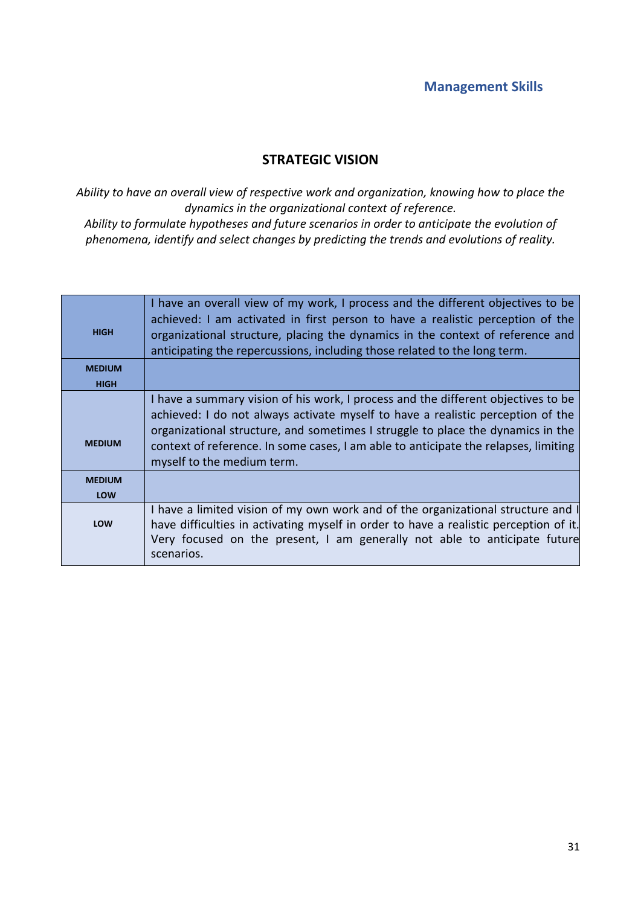## STRATEGIC VISION

*Ability to have an overall view of respective work and organization, knowing how to place the dynamics in the organizational context of reference.*
*Ability to formulate hypotheses and future scenarios in order to anticipate the evolution of phenomena, identify and select changes by predicting the trends and evolutions of reality.*

| | |
|---|---|
| **HIGH** | I have an overall view of my work, I process and the different objectives to be achieved: I am activated in first person to have a realistic perception of the organizational structure, placing the dynamics in the context of reference and anticipating the repercussions, including those related to the long term. |
| **MEDIUM HIGH** | |
| **MEDIUM** | I have a summary vision of his work, I process and the different objectives to be achieved: I do not always activate myself to have a realistic perception of the organizational structure, and sometimes I struggle to place the dynamics in the context of reference. In some cases, I am able to anticipate the relapses, limiting myself to the medium term. |
| **MEDIUM LOW** | |
| **LOW** | I have a limited vision of my own work and of the organizational structure and I have difficulties in activating myself in order to have a realistic perception of it. Very focused on the present, I am generally not able to anticipate future scenarios. |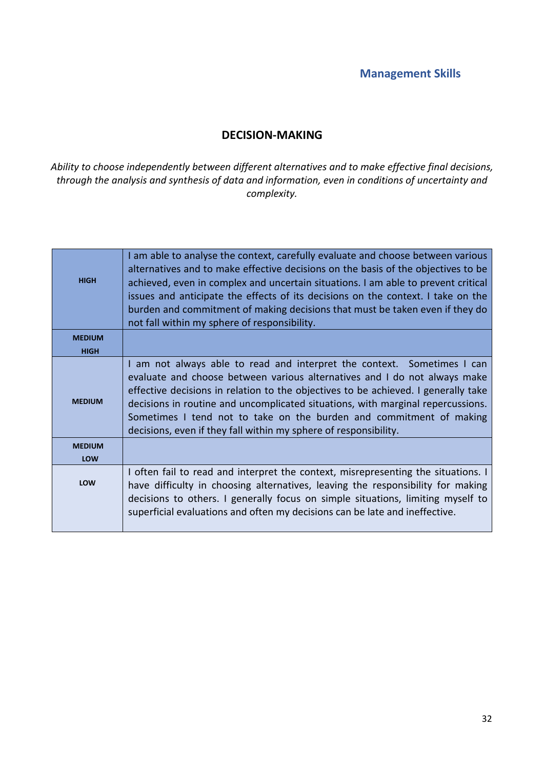## DECISION-MAKING

*Ability to choose independently between different alternatives and to make effective final decisions, through the analysis and synthesis of data and information, even in conditions of uncertainty and complexity.*

| Level | Description |
|---|---|
| **HIGH** | I am able to analyse the context, carefully evaluate and choose between various alternatives and to make effective decisions on the basis of the objectives to be achieved, even in complex and uncertain situations. I am able to prevent critical issues and anticipate the effects of its decisions on the context. I take on the burden and commitment of making decisions that must be taken even if they do not fall within my sphere of responsibility. |
| **MEDIUM HIGH** | |
| **MEDIUM** | I am not always able to read and interpret the context. Sometimes I can evaluate and choose between various alternatives and I do not always make effective decisions in relation to the objectives to be achieved. I generally take decisions in routine and uncomplicated situations, with marginal repercussions. Sometimes I tend not to take on the burden and commitment of making decisions, even if they fall within my sphere of responsibility. |
| **MEDIUM LOW** | |
| **LOW** | I often fail to read and interpret the context, misrepresenting the situations. I have difficulty in choosing alternatives, leaving the responsibility for making decisions to others. I generally focus on simple situations, limiting myself to superficial evaluations and often my decisions can be late and ineffective. |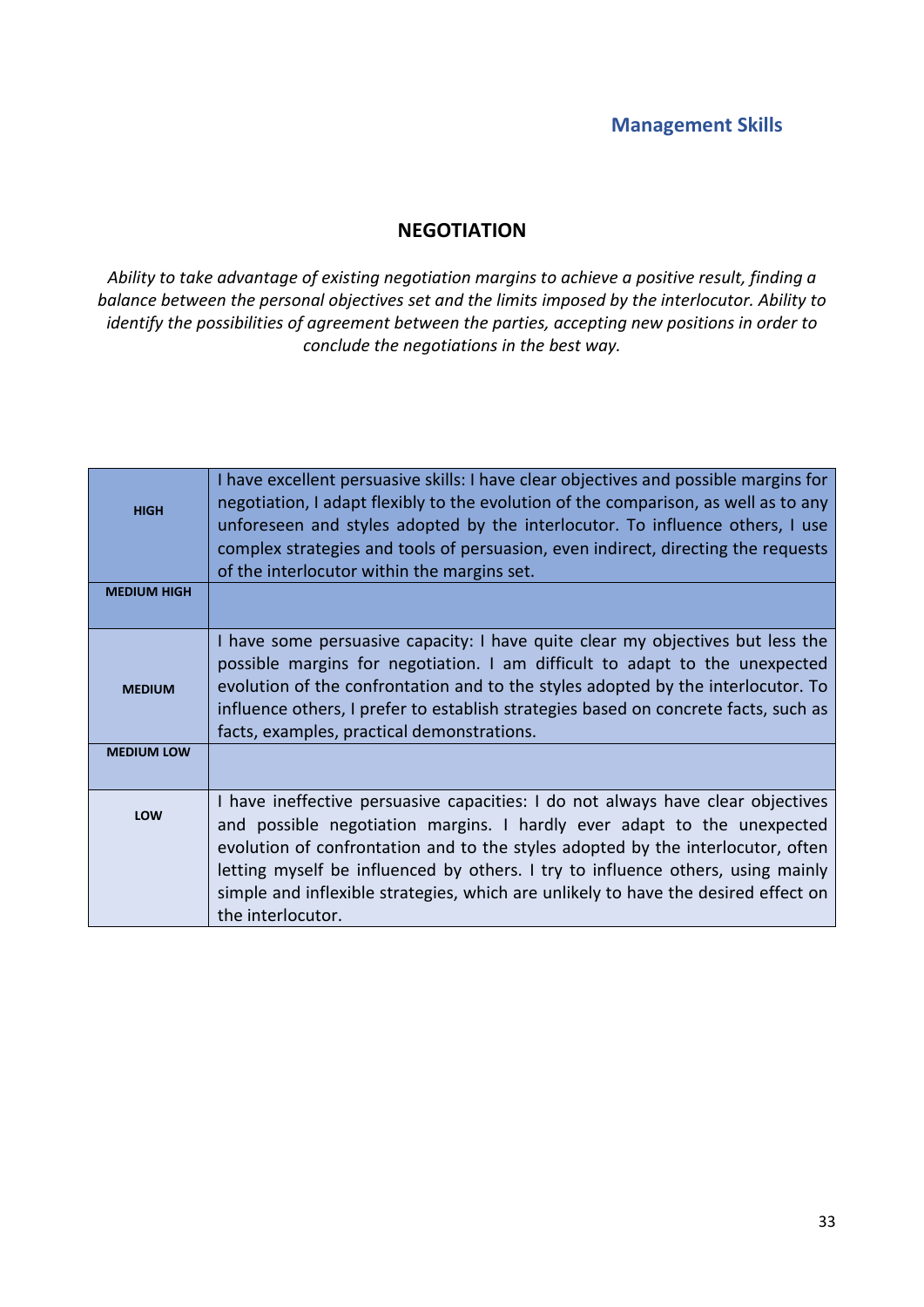## NEGOTIATION

*Ability to take advantage of existing negotiation margins to achieve a positive result, finding a balance between the personal objectives set and the limits imposed by the interlocutor. Ability to identify the possibilities of agreement between the parties, accepting new positions in order to conclude the negotiations in the best way.*

| | |
|---|---|
| **HIGH** | I have excellent persuasive skills: I have clear objectives and possible margins for negotiation, I adapt flexibly to the evolution of the comparison, as well as to any unforeseen and styles adopted by the interlocutor. To influence others, I use complex strategies and tools of persuasion, even indirect, directing the requests of the interlocutor within the margins set. |
| **MEDIUM HIGH** | |
| **MEDIUM** | I have some persuasive capacity: I have quite clear my objectives but less the possible margins for negotiation. I am difficult to adapt to the unexpected evolution of the confrontation and to the styles adopted by the interlocutor. To influence others, I prefer to establish strategies based on concrete facts, such as facts, examples, practical demonstrations. |
| **MEDIUM LOW** | |
| **LOW** | I have ineffective persuasive capacities: I do not always have clear objectives and possible negotiation margins. I hardly ever adapt to the unexpected evolution of confrontation and to the styles adopted by the interlocutor, often letting myself be influenced by others. I try to influence others, using mainly simple and inflexible strategies, which are unlikely to have the desired effect on the interlocutor. |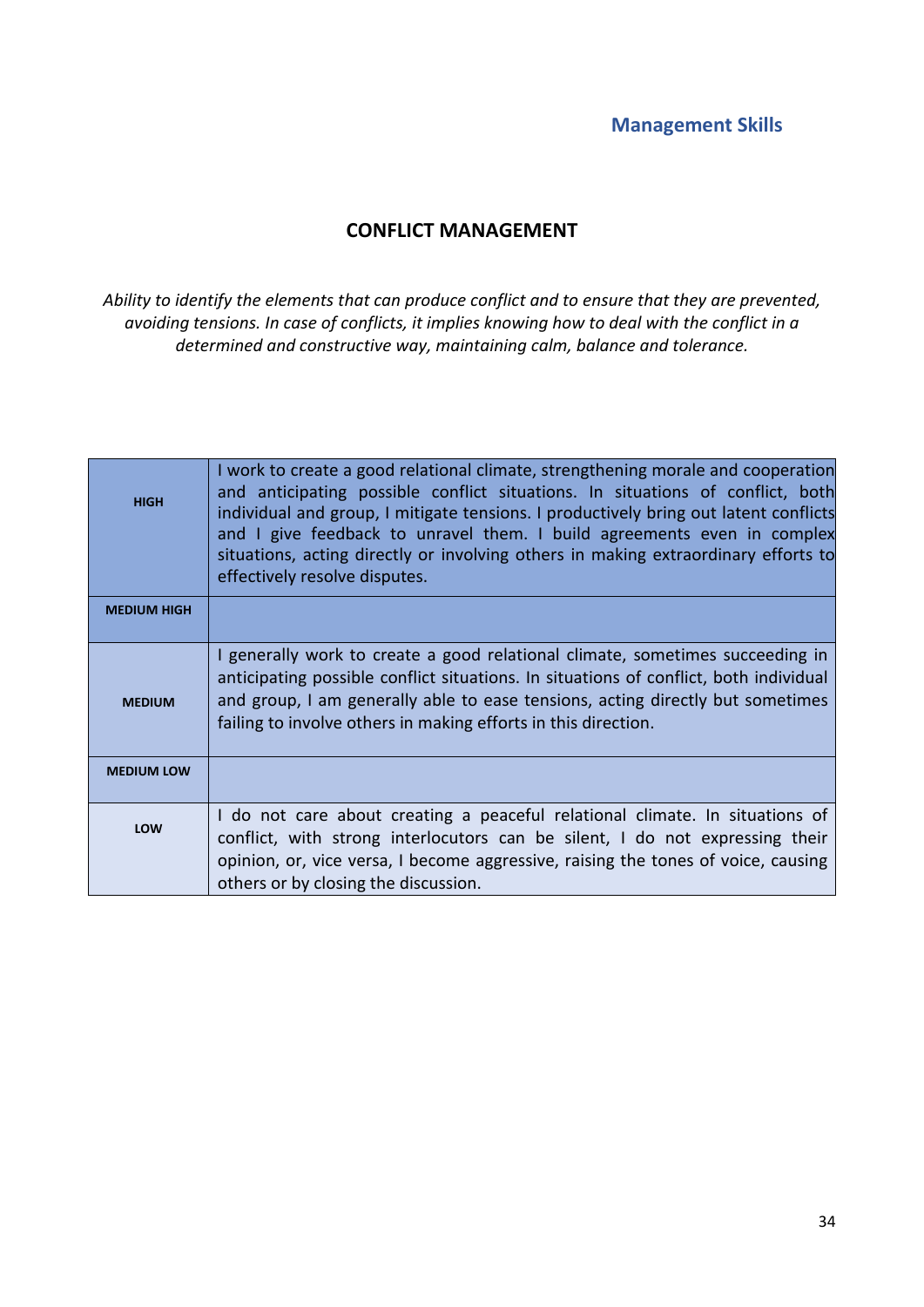## CONFLICT MANAGEMENT

*Ability to identify the elements that can produce conflict and to ensure that they are prevented, avoiding tensions. In case of conflicts, it implies knowing how to deal with the conflict in a determined and constructive way, maintaining calm, balance and tolerance.*

| | |
|---|---|
| **HIGH** | I work to create a good relational climate, strengthening morale and cooperation and anticipating possible conflict situations. In situations of conflict, both individual and group, I mitigate tensions. I productively bring out latent conflicts and I give feedback to unravel them. I build agreements even in complex situations, acting directly or involving others in making extraordinary efforts to effectively resolve disputes. |
| **MEDIUM HIGH** | |
| **MEDIUM** | I generally work to create a good relational climate, sometimes succeeding in anticipating possible conflict situations. In situations of conflict, both individual and group, I am generally able to ease tensions, acting directly but sometimes failing to involve others in making efforts in this direction. |
| **MEDIUM LOW** | |
| **LOW** | I do not care about creating a peaceful relational climate. In situations of conflict, with strong interlocutors can be silent, I do not expressing their opinion, or, vice versa, I become aggressive, raising the tones of voice, causing others or by closing the discussion. |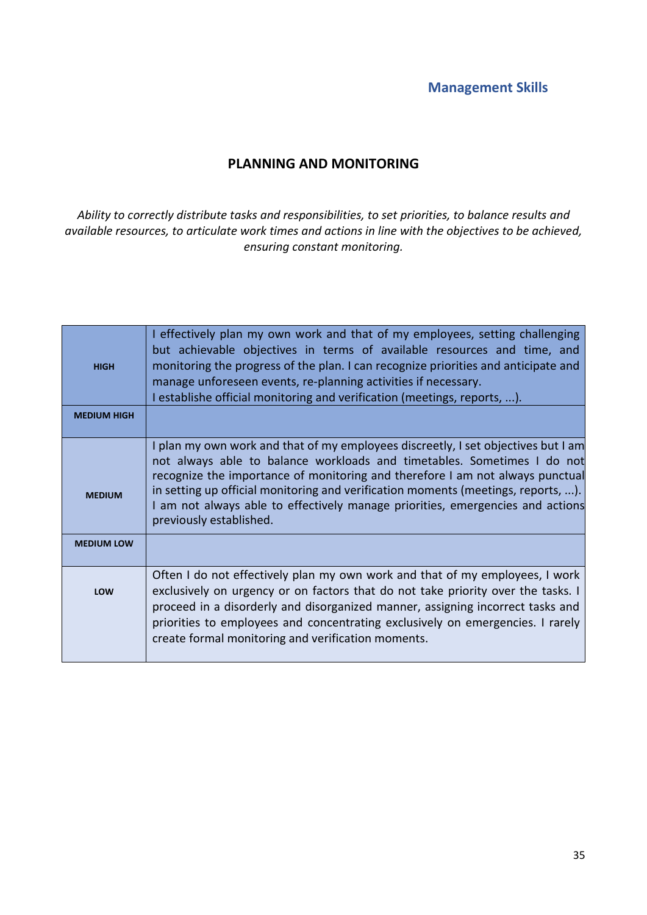## PLANNING AND MONITORING

*Ability to correctly distribute tasks and responsibilities, to set priorities, to balance results and available resources, to articulate work times and actions in line with the objectives to be achieved, ensuring constant monitoring.*

| | |
|---|---|
| **HIGH** | I effectively plan my own work and that of my employees, setting challenging but achievable objectives in terms of available resources and time, and monitoring the progress of the plan. I can recognize priorities and anticipate and manage unforeseen events, re-planning activities if necessary. I establishe official monitoring and verification (meetings, reports, ...). |
| **MEDIUM HIGH** | |
| **MEDIUM** | I plan my own work and that of my employees discreetly, I set objectives but I am not always able to balance workloads and timetables. Sometimes I do not recognize the importance of monitoring and therefore I am not always punctual in setting up official monitoring and verification moments (meetings, reports, ...). I am not always able to effectively manage priorities, emergencies and actions previously established. |
| **MEDIUM LOW** | |
| **LOW** | Often I do not effectively plan my own work and that of my employees, I work exclusively on urgency or on factors that do not take priority over the tasks. I proceed in a disorderly and disorganized manner, assigning incorrect tasks and priorities to employees and concentrating exclusively on emergencies. I rarely create formal monitoring and verification moments. |